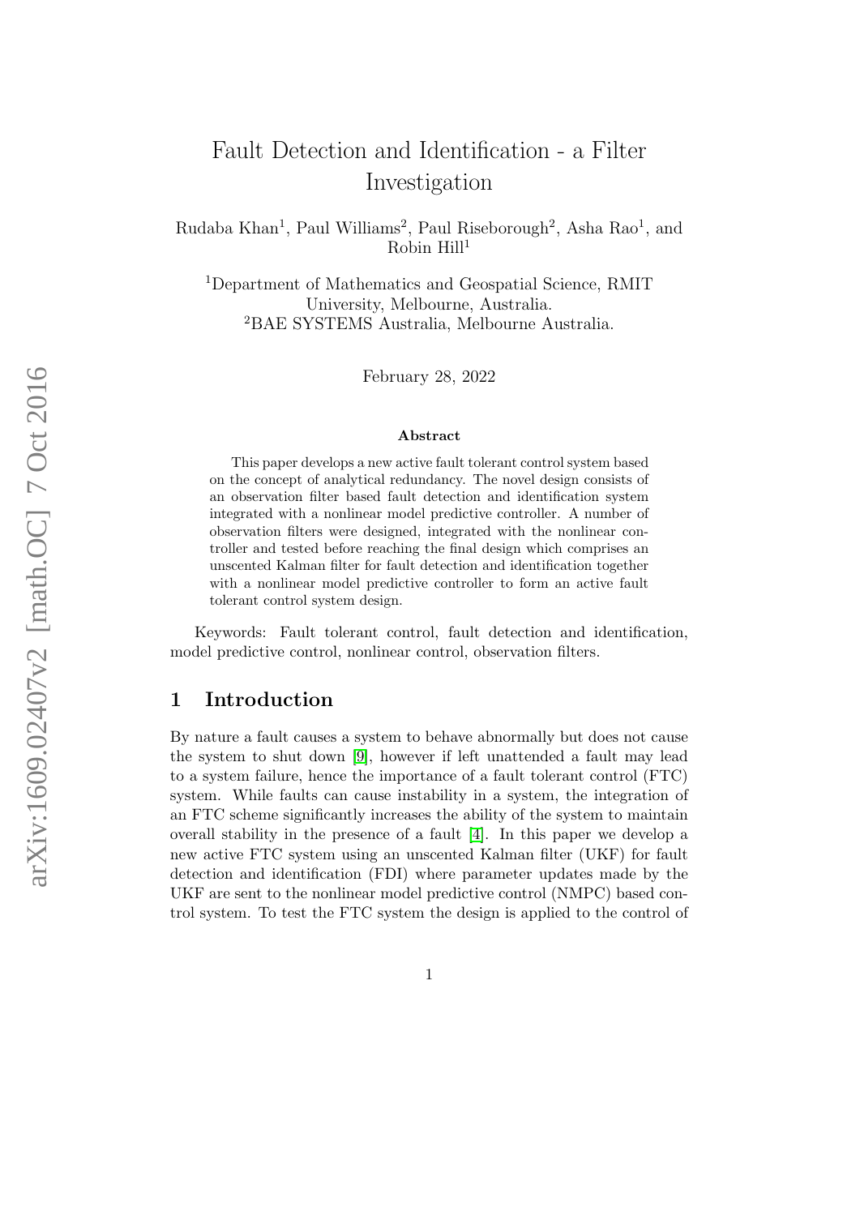# Fault Detection and Identification - a Filter Investigation

Rudaba Khan[1], Paul Williams[2], Paul Riseborough[2], Asha Rao[1], and Robin Hill[1]

[1]Department of Mathematics and Geospatial Science, RMIT University, Melbourne, Australia.
[2]BAE SYSTEMS Australia, Melbourne Australia.

February 28, 2022

**Abstract**

This paper develops a new active fault tolerant control system based on the concept of analytical redundancy. The novel design consists of an observation filter based fault detection and identification system integrated with a nonlinear model predictive controller. A number of observation filters were designed, integrated with the nonlinear controller and tested before reaching the final design which comprises an unscented Kalman filter for fault detection and identification together with a nonlinear model predictive controller to form an active fault tolerant control system design.

Keywords: Fault tolerant control, fault detection and identification, model predictive control, nonlinear control, observation filters.

## 1 Introduction

By nature a fault causes a system to behave abnormally but does not cause the system to shut down [9], however if left unattended a fault may lead to a system failure, hence the importance of a fault tolerant control (FTC) system. While faults can cause instability in a system, the integration of an FTC scheme significantly increases the ability of the system to maintain overall stability in the presence of a fault [4]. In this paper we develop a new active FTC system using an unscented Kalman filter (UKF) for fault detection and identification (FDI) where parameter updates made by the UKF are sent to the nonlinear model predictive control (NMPC) based control system. To test the FTC system the design is applied to the control of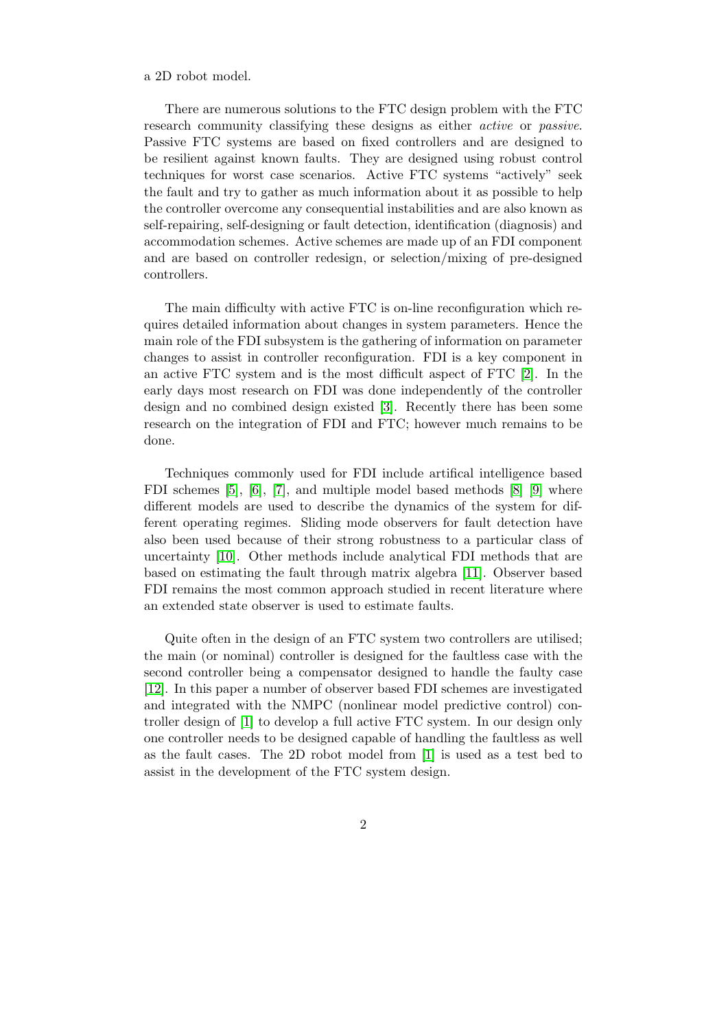a 2D robot model.

There are numerous solutions to the FTC design problem with the FTC research community classifying these designs as either *active* or *passive*. Passive FTC systems are based on fixed controllers and are designed to be resilient against known faults. They are designed using robust control techniques for worst case scenarios. Active FTC systems "actively" seek the fault and try to gather as much information about it as possible to help the controller overcome any consequential instabilities and are also known as self-repairing, self-designing or fault detection, identification (diagnosis) and accommodation schemes. Active schemes are made up of an FDI component and are based on controller redesign, or selection/mixing of pre-designed controllers.

The main difficulty with active FTC is on-line reconfiguration which requires detailed information about changes in system parameters. Hence the main role of the FDI subsystem is the gathering of information on parameter changes to assist in controller reconfiguration. FDI is a key component in an active FTC system and is the most difficult aspect of FTC [2]. In the early days most research on FDI was done independently of the controller design and no combined design existed [3]. Recently there has been some research on the integration of FDI and FTC; however much remains to be done.

Techniques commonly used for FDI include artifical intelligence based FDI schemes [5], [6], [7], and multiple model based methods [8] [9] where different models are used to describe the dynamics of the system for different operating regimes. Sliding mode observers for fault detection have also been used because of their strong robustness to a particular class of uncertainty [10]. Other methods include analytical FDI methods that are based on estimating the fault through matrix algebra [11]. Observer based FDI remains the most common approach studied in recent literature where an extended state observer is used to estimate faults.

Quite often in the design of an FTC system two controllers are utilised; the main (or nominal) controller is designed for the faultless case with the second controller being a compensator designed to handle the faulty case [12]. In this paper a number of observer based FDI schemes are investigated and integrated with the NMPC (nonlinear model predictive control) controller design of [1] to develop a full active FTC system. In our design only one controller needs to be designed capable of handling the faultless as well as the fault cases. The 2D robot model from [1] is used as a test bed to assist in the development of the FTC system design.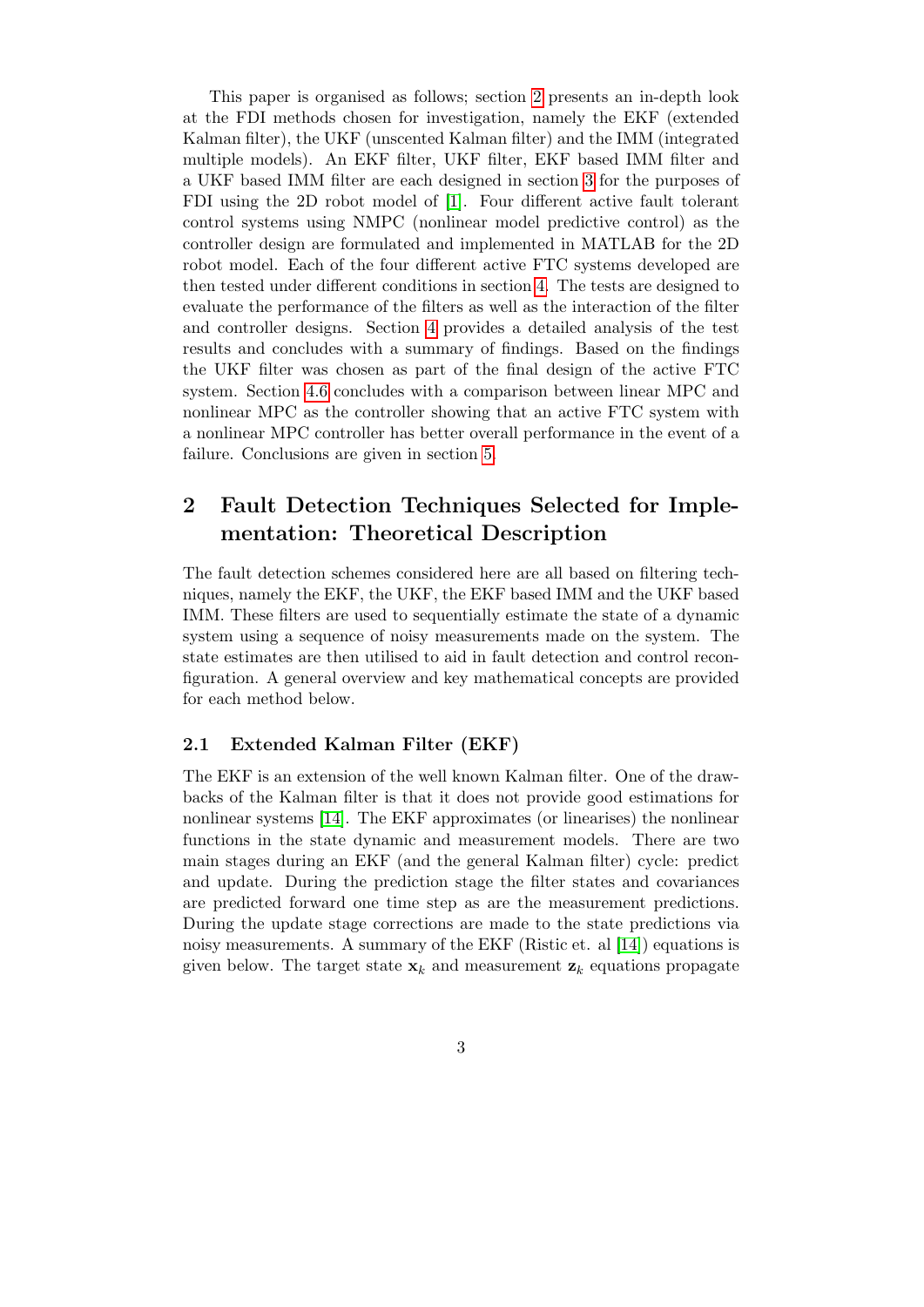This paper is organised as follows; section 2 presents an in-depth look at the FDI methods chosen for investigation, namely the EKF (extended Kalman filter), the UKF (unscented Kalman filter) and the IMM (integrated multiple models). An EKF filter, UKF filter, EKF based IMM filter and a UKF based IMM filter are each designed in section 3 for the purposes of FDI using the 2D robot model of [1]. Four different active fault tolerant control systems using NMPC (nonlinear model predictive control) as the controller design are formulated and implemented in MATLAB for the 2D robot model. Each of the four different active FTC systems developed are then tested under different conditions in section 4. The tests are designed to evaluate the performance of the filters as well as the interaction of the filter and controller designs. Section 4 provides a detailed analysis of the test results and concludes with a summary of findings. Based on the findings the UKF filter was chosen as part of the final design of the active FTC system. Section 4.6 concludes with a comparison between linear MPC and nonlinear MPC as the controller showing that an active FTC system with a nonlinear MPC controller has better overall performance in the event of a failure. Conclusions are given in section 5.

## 2 Fault Detection Techniques Selected for Implementation: Theoretical Description

The fault detection schemes considered here are all based on filtering techniques, namely the EKF, the UKF, the EKF based IMM and the UKF based IMM. These filters are used to sequentially estimate the state of a dynamic system using a sequence of noisy measurements made on the system. The state estimates are then utilised to aid in fault detection and control reconfiguration. A general overview and key mathematical concepts are provided for each method below.

### 2.1 Extended Kalman Filter (EKF)

The EKF is an extension of the well known Kalman filter. One of the drawbacks of the Kalman filter is that it does not provide good estimations for nonlinear systems [14]. The EKF approximates (or linearises) the nonlinear functions in the state dynamic and measurement models. There are two main stages during an EKF (and the general Kalman filter) cycle: predict and update. During the prediction stage the filter states and covariances are predicted forward one time step as are the measurement predictions. During the update stage corrections are made to the state predictions via noisy measurements. A summary of the EKF (Ristic et. al [14]) equations is given below. The target state $\mathbf{x}_k$ and measurement $\mathbf{z}_k$ equations propagate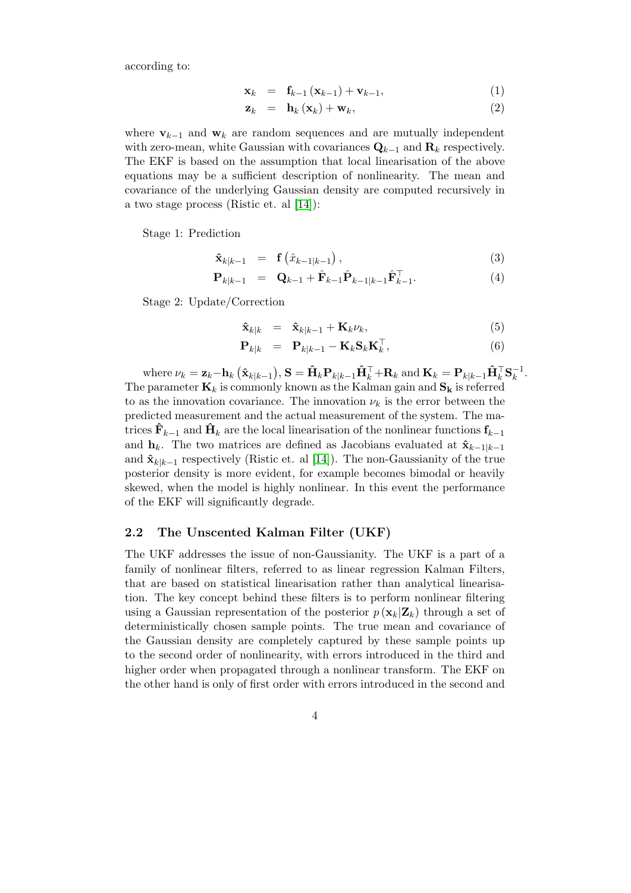according to:

$$\mathbf{x}_k = \mathbf{f}_{k-1}(\mathbf{x}_{k-1}) + \mathbf{v}_{k-1}, \tag{1}$$

$$\mathbf{z}_k = \mathbf{h}_k(\mathbf{x}_k) + \mathbf{w}_k, \tag{2}$$

where $\mathbf{v}_{k-1}$ and $\mathbf{w}_k$ are random sequences and are mutually independent with zero-mean, white Gaussian with covariances $\mathbf{Q}_{k-1}$ and $\mathbf{R}_k$ respectively. The EKF is based on the assumption that local linearisation of the above equations may be a sufficient description of nonlinearity. The mean and covariance of the underlying Gaussian density are computed recursively in a two stage process (Ristic et. al [14]):

Stage 1: Prediction

$$\hat{\mathbf{x}}_{k|k-1} = \mathbf{f}\left(\hat{x}_{k-1|k-1}\right), \tag{3}$$

$$\mathbf{P}_{k|k-1} = \mathbf{Q}_{k-1} + \hat{\mathbf{F}}_{k-1}\hat{\mathbf{P}}_{k-1|k-1}\hat{\mathbf{F}}_{k-1}^{\top}. \tag{4}$$

Stage 2: Update/Correction

$$\hat{\mathbf{x}}_{k|k} = \hat{\mathbf{x}}_{k|k-1} + \mathbf{K}_k \nu_k, \tag{5}$$

$$\mathbf{P}_{k|k} = \mathbf{P}_{k|k-1} - \mathbf{K}_k \mathbf{S}_k \mathbf{K}_k^{\top}, \tag{6}$$

where $\nu_k = \mathbf{z}_k - \mathbf{h}_k\left(\hat{\mathbf{x}}_{k|k-1}\right)$, $\mathbf{S} = \hat{\mathbf{H}}_k \mathbf{P}_{k|k-1}\hat{\mathbf{H}}_k^{\top} + \mathbf{R}_k$ and $\mathbf{K}_k = \mathbf{P}_{k|k-1}\hat{\mathbf{H}}_k^{\top}\mathbf{S}_k^{-1}$. The parameter $\mathbf{K}_k$ is commonly known as the Kalman gain and $\mathbf{S_k}$ is referred to as the innovation covariance. The innovation $\nu_k$ is the error between the predicted measurement and the actual measurement of the system. The matrices $\hat{\mathbf{F}}_{k-1}$ and $\hat{\mathbf{H}}_k$ are the local linearisation of the nonlinear functions $\mathbf{f}_{k-1}$ and $\mathbf{h}_k$. The two matrices are defined as Jacobians evaluated at $\hat{\mathbf{x}}_{k-1|k-1}$ and $\hat{\mathbf{x}}_{k|k-1}$ respectively (Ristic et. al [14]). The non-Gaussianity of the true posterior density is more evident, for example becomes bimodal or heavily skewed, when the model is highly nonlinear. In this event the performance of the EKF will significantly degrade.

## 2.2 The Unscented Kalman Filter (UKF)

The UKF addresses the issue of non-Gaussianity. The UKF is a part of a family of nonlinear filters, referred to as linear regression Kalman Filters, that are based on statistical linearisation rather than analytical linearisation. The key concept behind these filters is to perform nonlinear filtering using a Gaussian representation of the posterior $p(\mathbf{x}_k|\mathbf{Z}_k)$ through a set of deterministically chosen sample points. The true mean and covariance of the Gaussian density are completely captured by these sample points up to the second order of nonlinearity, with errors introduced in the third and higher order when propagated through a nonlinear transform. The EKF on the other hand is only of first order with errors introduced in the second and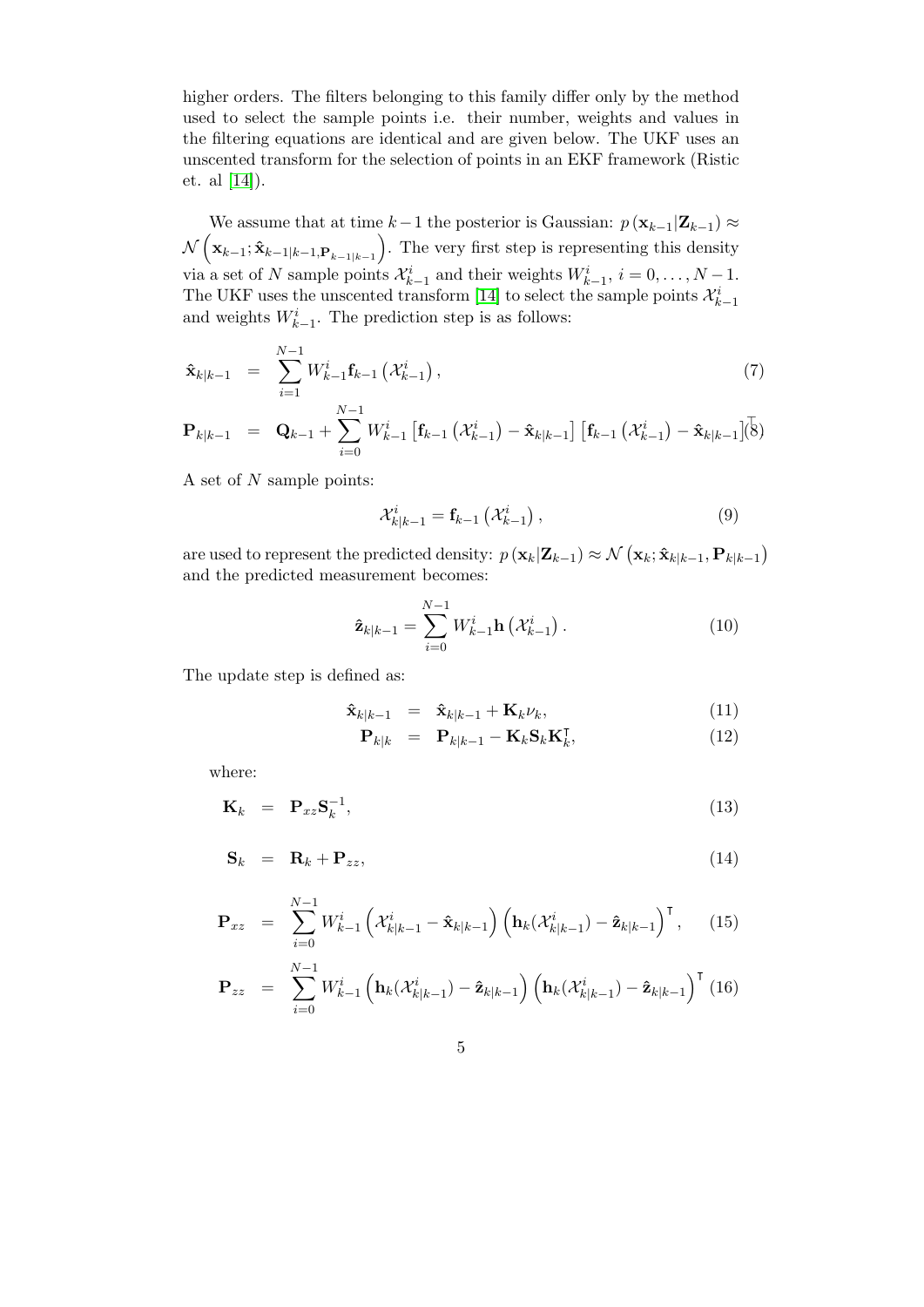higher orders. The filters belonging to this family differ only by the method used to select the sample points i.e. their number, weights and values in the filtering equations are identical and are given below. The UKF uses an unscented transform for the selection of points in an EKF framework (Ristic et. al [14]).

We assume that at time $k-1$ the posterior is Gaussian: $p\left(\mathbf{x}_{k-1}|\mathbf{Z}_{k-1}\right) \approx \mathcal{N}\left(\mathbf{x}_{k-1}; \hat{\mathbf{x}}_{k-1|k-1, \mathbf{P}_{k-1|k-1}}\right)$. The very first step is representing this density via a set of $N$ sample points $\mathcal{X}_{k-1}^{i}$ and their weights $W_{k-1}^{i}$, $i = 0, \ldots, N-1$. The UKF uses the unscented transform [14] to select the sample points $\mathcal{X}_{k-1}^{i}$ and weights $W_{k-1}^{i}$. The prediction step is as follows:

$$\hat{\mathbf{x}}_{k|k-1} = \sum_{i=1}^{N-1} W_{k-1}^{i} \mathbf{f}_{k-1}\left(\mathcal{X}_{k-1}^{i}\right), \tag{7}$$

$$\mathbf{P}_{k|k-1} = \mathbf{Q}_{k-1} + \sum_{i=0}^{N-1} W_{k-1}^{i} \left[\mathbf{f}_{k-1}\left(\mathcal{X}_{k-1}^{i}\right) - \hat{\mathbf{x}}_{k|k-1}\right] \left[\mathbf{f}_{k-1}\left(\mathcal{X}_{k-1}^{i}\right) - \hat{\mathbf{x}}_{k|k-1}\right]^{\intercal} \tag{8}$$

A set of $N$ sample points:

$$\mathcal{X}_{k|k-1}^{i} = \mathbf{f}_{k-1}\left(\mathcal{X}_{k-1}^{i}\right), \tag{9}$$

are used to represent the predicted density: $p\left(\mathbf{x}_{k}|\mathbf{Z}_{k-1}\right) \approx \mathcal{N}\left(\mathbf{x}_{k}; \hat{\mathbf{x}}_{k|k-1}, \mathbf{P}_{k|k-1}\right)$ and the predicted measurement becomes:

$$\hat{\mathbf{z}}_{k|k-1} = \sum_{i=0}^{N-1} W_{k-1}^{i} \mathbf{h}\left(\mathcal{X}_{k-1}^{i}\right). \tag{10}$$

The update step is defined as:

$$\hat{\mathbf{x}}_{k|k-1} = \hat{\mathbf{x}}_{k|k-1} + \mathbf{K}_{k}\nu_{k}, \tag{11}$$

$$\mathbf{P}_{k|k} = \mathbf{P}_{k|k-1} - \mathbf{K}_{k}\mathbf{S}_{k}\mathbf{K}_{k}^{\intercal}, \tag{12}$$

where:

$$\mathbf{K}_{k} = \mathbf{P}_{xz}\mathbf{S}_{k}^{-1}, \tag{13}$$

$$\mathbf{S}_{k} = \mathbf{R}_{k} + \mathbf{P}_{zz}, \tag{14}$$

$$\mathbf{P}_{xz} = \sum_{i=0}^{N-1} W_{k-1}^{i} \left(\mathcal{X}_{k|k-1}^{i} - \hat{\mathbf{x}}_{k|k-1}\right) \left(\mathbf{h}_{k}(\mathcal{X}_{k|k-1}^{i}) - \hat{\mathbf{z}}_{k|k-1}\right)^{\intercal}, \tag{15}$$

$$\mathbf{P}_{zz} = \sum_{i=0}^{N-1} W_{k-1}^{i} \left(\mathbf{h}_{k}(\mathcal{X}_{k|k-1}^{i}) - \hat{\mathbf{z}}_{k|k-1}\right) \left(\mathbf{h}_{k}(\mathcal{X}_{k|k-1}^{i}) - \hat{\mathbf{z}}_{k|k-1}\right)^{\intercal} \tag{16}$$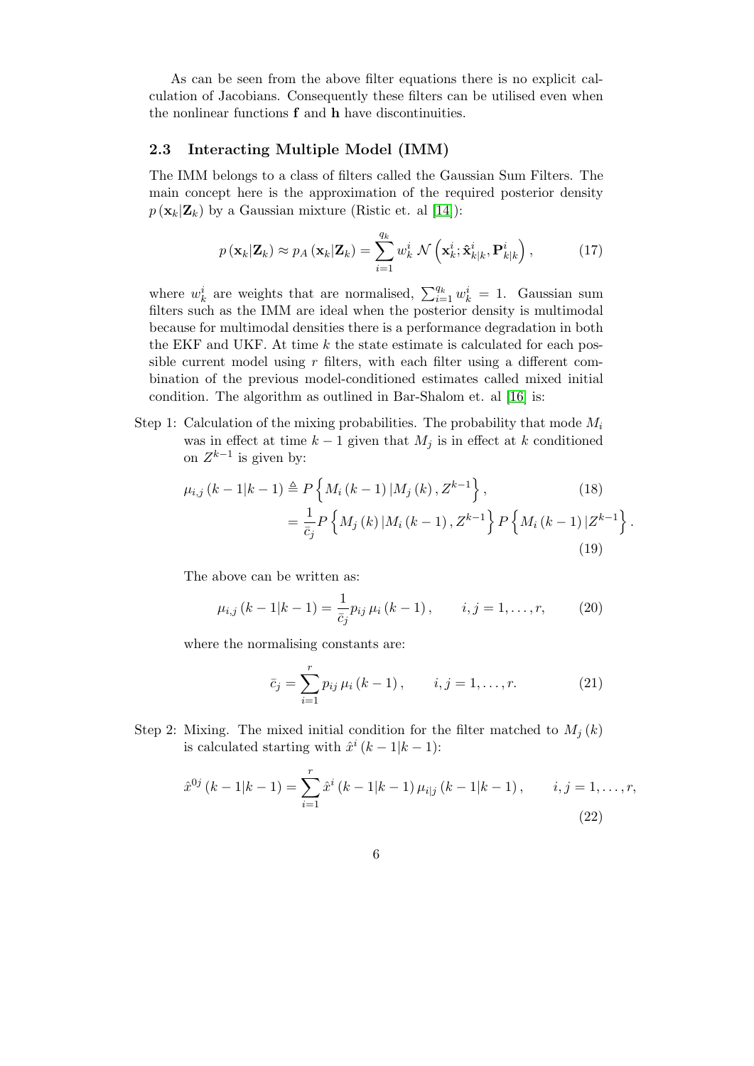As can be seen from the above filter equations there is no explicit calculation of Jacobians. Consequently these filters can be utilised even when the nonlinear functions $\mathbf{f}$ and $\mathbf{h}$ have discontinuities.

### 2.3 Interacting Multiple Model (IMM)

The IMM belongs to a class of filters called the Gaussian Sum Filters. The main concept here is the approximation of the required posterior density $p(\mathbf{x}_k|\mathbf{Z}_k)$ by a Gaussian mixture (Ristic et. al [14]):

$$p(\mathbf{x}_k|\mathbf{Z}_k) \approx p_A(\mathbf{x}_k|\mathbf{Z}_k) = \sum_{i=1}^{q_k} w_k^i \, \mathcal{N}\left(\mathbf{x}_k^i; \hat{\mathbf{x}}_{k|k}^i, \mathbf{P}_{k|k}^i\right), \tag{17}$$

where $w_k^i$ are weights that are normalised, $\sum_{i=1}^{q_k} w_k^i = 1$. Gaussian sum filters such as the IMM are ideal when the posterior density is multimodal because for multimodal densities there is a performance degradation in both the EKF and UKF. At time $k$ the state estimate is calculated for each possible current model using $r$ filters, with each filter using a different combination of the previous model-conditioned estimates called mixed initial condition. The algorithm as outlined in Bar-Shalom et. al [16] is:

Step 1: Calculation of the mixing probabilities. The probability that mode $M_i$ was in effect at time $k-1$ given that $M_j$ is in effect at $k$ conditioned on $Z^{k-1}$ is given by:

$$\mu_{i,j}(k-1|k-1) \triangleq P\left\{M_i(k-1)|M_j(k), Z^{k-1}\right\}, \tag{18}$$

$$= \frac{1}{\bar{c}_j} P\left\{M_j(k)|M_i(k-1), Z^{k-1}\right\} P\left\{M_i(k-1)|Z^{k-1}\right\}. \tag{19}$$

The above can be written as:

$$\mu_{i,j}(k-1|k-1) = \frac{1}{\bar{c}_j} p_{ij}\, \mu_i(k-1), \qquad i,j = 1,\ldots,r, \tag{20}$$

where the normalising constants are:

$$\bar{c}_j = \sum_{i=1}^{r} p_{ij}\, \mu_i(k-1), \qquad i,j = 1,\ldots,r. \tag{21}$$

Step 2: Mixing. The mixed initial condition for the filter matched to $M_j(k)$ is calculated starting with $\hat{x}^i(k-1|k-1)$:

$$\hat{x}^{0j}(k-1|k-1) = \sum_{i=1}^{r} \hat{x}^i(k-1|k-1)\, \mu_{i|j}(k-1|k-1), \qquad i,j = 1,\ldots,r, \tag{22}$$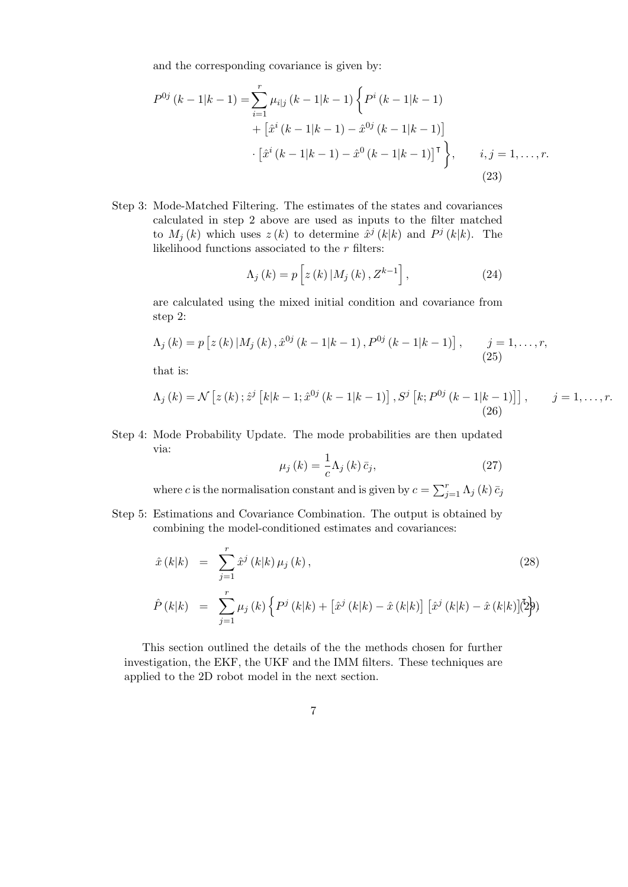and the corresponding covariance is given by:

$$P^{0j}(k-1|k-1) = \sum_{i=1}^{r} \mu_{i|j}(k-1|k-1) \Big\{ P^{i}(k-1|k-1) + \left[\hat{x}^{i}(k-1|k-1) - \hat{x}^{0j}(k-1|k-1)\right] \cdot \left[\hat{x}^{i}(k-1|k-1) - \hat{x}^{0}(k-1|k-1)\right]^{\intercal} \Big\}, \qquad i,j = 1,\ldots,r. \tag{23}$$

Step 3: Mode-Matched Filtering. The estimates of the states and covariances calculated in step 2 above are used as inputs to the filter matched to $M_j(k)$ which uses $z(k)$ to determine $\hat{x}^{j}(k|k)$ and $P^{j}(k|k)$. The likelihood functions associated to the $r$ filters:

$$\Lambda_j(k) = p\left[z(k) | M_j(k), Z^{k-1}\right], \tag{24}$$

are calculated using the mixed initial condition and covariance from step 2:

$$\Lambda_j(k) = p\left[z(k) | M_j(k), \hat{x}^{0j}(k-1|k-1), P^{0j}(k-1|k-1)\right], \qquad j = 1,\ldots,r, \tag{25}$$

that is:

$$\Lambda_j(k) = \mathcal{N}\left[z(k); \hat{z}^{j}\left[k|k-1; \hat{x}^{0j}(k-1|k-1)\right], S^{j}\left[k; P^{0j}(k-1|k-1)\right]\right], \qquad j = 1,\ldots,r. \tag{26}$$

Step 4: Mode Probability Update. The mode probabilities are then updated via:

$$\mu_j(k) = \frac{1}{c}\Lambda_j(k)\bar{c}_j, \tag{27}$$

where $c$ is the normalisation constant and is given by $c = \sum_{j=1}^{r} \Lambda_j(k)\bar{c}_j$

Step 5: Estimations and Covariance Combination. The output is obtained by combining the model-conditioned estimates and covariances:

$$\hat{x}(k|k) = \sum_{j=1}^{r} \hat{x}^{j}(k|k)\mu_j(k), \tag{28}$$

$$\hat{P}(k|k) = \sum_{j=1}^{r} \mu_j(k) \Big\{ P^{j}(k|k) + \left[\hat{x}^{j}(k|k) - \hat{x}(k|k)\right]\left[\hat{x}^{j}(k|k) - \hat{x}(k|k)\right]^{\intercal} \Big\} \tag{29}$$

This section outlined the details of the the methods chosen for further investigation, the EKF, the UKF and the IMM filters. These techniques are applied to the 2D robot model in the next section.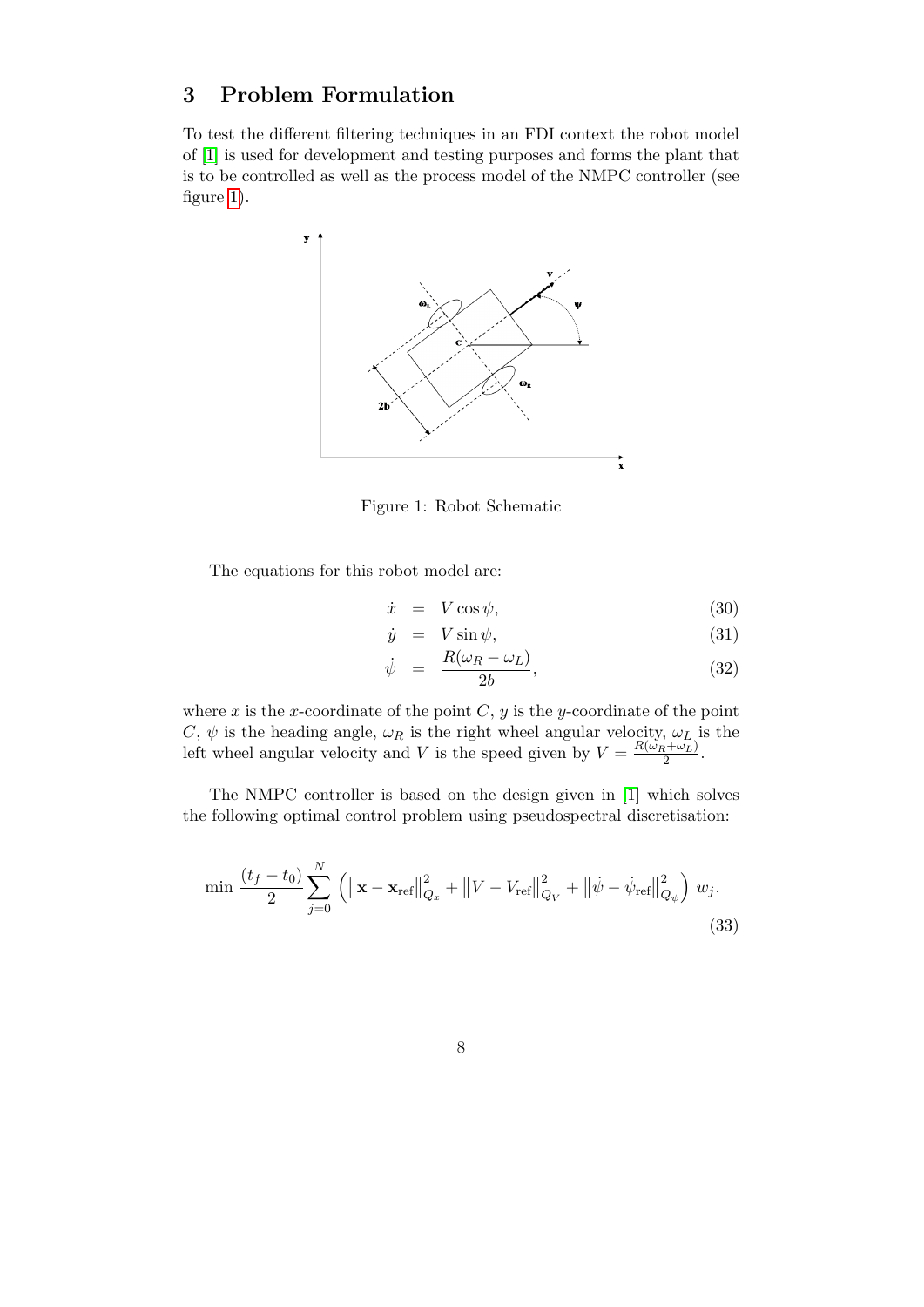## 3 Problem Formulation

To test the different filtering techniques in an FDI context the robot model of [1] is used for development and testing purposes and forms the plant that is to be controlled as well as the process model of the NMPC controller (see figure 1).

Figure 1: Robot Schematic

The equations for this robot model are:

$$
\begin{aligned}
\dot{x} &= V\cos\psi, \quad (30)\\
\dot{y} &= V\sin\psi, \quad (31)\\
\dot{\psi} &= \frac{R(\omega_R - \omega_L)}{2b}, \quad (32)
\end{aligned}
$$

where $x$ is the $x$-coordinate of the point $C$, $y$ is the $y$-coordinate of the point $C$, $\psi$ is the heading angle, $\omega_R$ is the right wheel angular velocity, $\omega_L$ is the left wheel angular velocity and $V$ is the speed given by $V = \frac{R(\omega_R+\omega_L)}{2}$.

The NMPC controller is based on the design given in [1] which solves the following optimal control problem using pseudospectral discretisation:

$$
\min \frac{(t_f - t_0)}{2} \sum_{j=0}^{N} \left( \left\| \mathbf{x} - \mathbf{x}_{\text{ref}} \right\|_{Q_x}^2 + \left\| V - V_{\text{ref}} \right\|_{Q_V}^2 + \left\| \dot{\psi} - \dot{\psi}_{\text{ref}} \right\|_{Q_\psi}^2 \right) w_j. \quad (33)
$$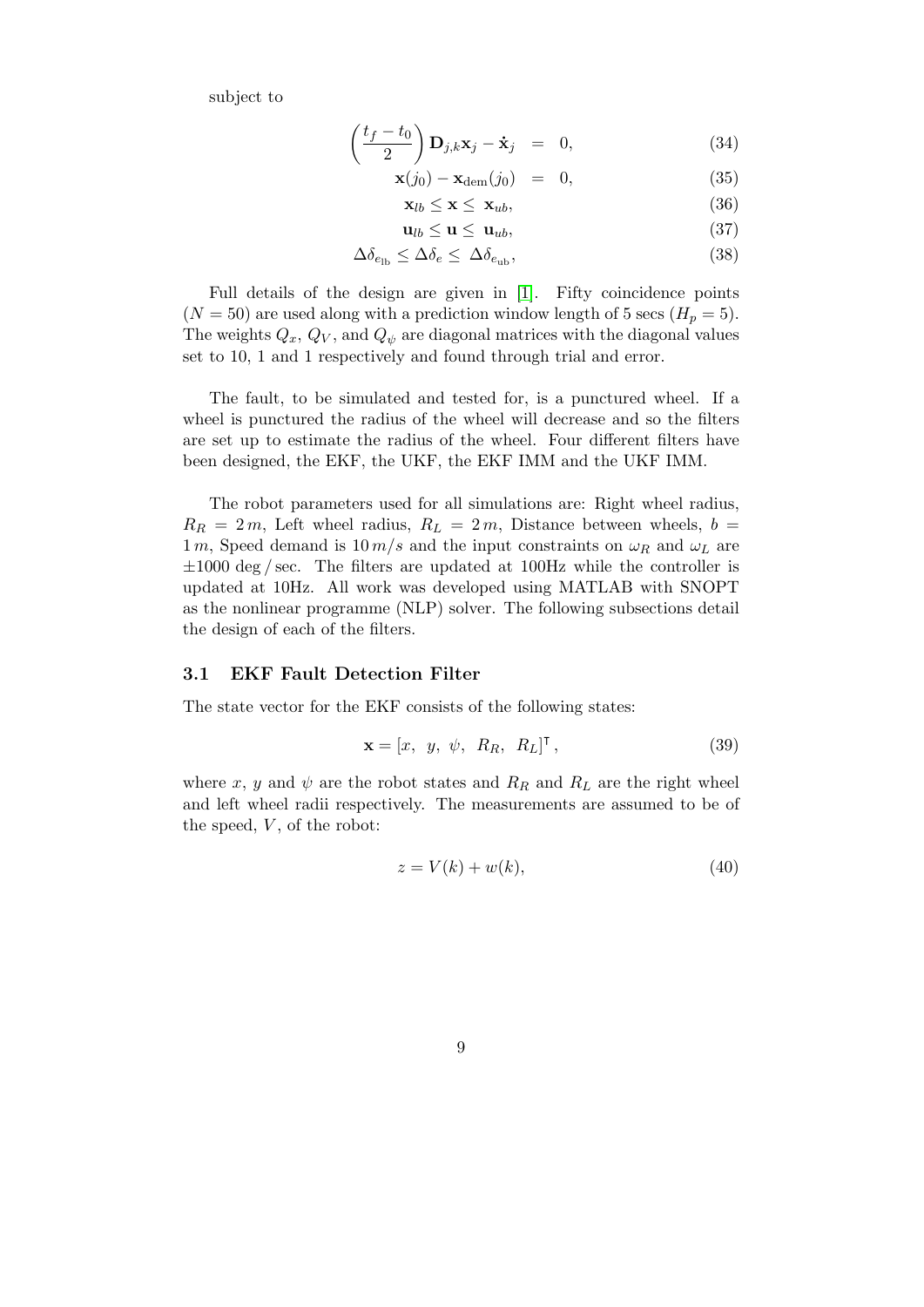subject to

$$\left(\frac{t_f - t_0}{2}\right) \mathbf{D}_{j,k}\mathbf{x}_j - \dot{\mathbf{x}}_j = 0, \tag{34}$$

$$\mathbf{x}(j_0) - \mathbf{x}_{\text{dem}}(j_0) = 0, \tag{35}$$

$$\mathbf{x}_{lb} \leq \mathbf{x} \leq \mathbf{x}_{ub}, \tag{36}$$

$$\mathbf{u}_{lb} \leq \mathbf{u} \leq \mathbf{u}_{ub}, \tag{37}$$

$$\Delta\delta_{e_{\text{lb}}} \leq \Delta\delta_e \leq \Delta\delta_{e_{\text{ub}}}, \tag{38}$$

Full details of the design are given in [1]. Fifty coincidence points ($N = 50$) are used along with a prediction window length of 5 secs ($H_p = 5$). The weights $Q_x$, $Q_V$, and $Q_\psi$ are diagonal matrices with the diagonal values set to 10, 1 and 1 respectively and found through trial and error.

The fault, to be simulated and tested for, is a punctured wheel. If a wheel is punctured the radius of the wheel will decrease and so the filters are set up to estimate the radius of the wheel. Four different filters have been designed, the EKF, the UKF, the EKF IMM and the UKF IMM.

The robot parameters used for all simulations are: Right wheel radius, $R_R = 2\,m$, Left wheel radius, $R_L = 2\,m$, Distance between wheels, $b = 1\,m$, Speed demand is $10\,m/s$ and the input constraints on $\omega_R$ and $\omega_L$ are $\pm 1000$ deg / sec. The filters are updated at 100Hz while the controller is updated at 10Hz. All work was developed using MATLAB with SNOPT as the nonlinear programme (NLP) solver. The following subsections detail the design of each of the filters.

### 3.1 EKF Fault Detection Filter

The state vector for the EKF consists of the following states:

$$\mathbf{x} = [x,\ y,\ \psi,\ R_R,\ R_L]^\intercal, \tag{39}$$

where $x$, $y$ and $\psi$ are the robot states and $R_R$ and $R_L$ are the right wheel and left wheel radii respectively. The measurements are assumed to be of the speed, $V$, of the robot:

$$z = V(k) + w(k), \tag{40}$$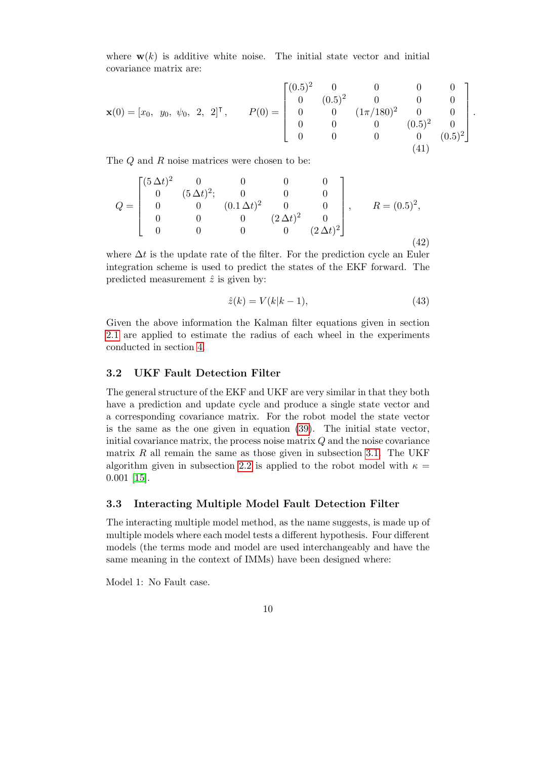where $\mathbf{w}(k)$ is additive white noise. The initial state vector and initial covariance matrix are:

$$\mathbf{x}(0) = [x_0,\ \ y_0,\ \ \psi_0,\ \ 2,\ \ 2]^{\intercal}, \qquad P(0) = \begin{bmatrix} (0.5)^2 & 0 & 0 & 0 & 0 \\ 0 & (0.5)^2 & 0 & 0 & 0 \\ 0 & 0 & (1\pi/180)^2 & 0 & 0 \\ 0 & 0 & 0 & (0.5)^2 & 0 \\ 0 & 0 & 0 & 0 & (0.5)^2 \end{bmatrix}. \tag{41}$$

The $Q$ and $R$ noise matrices were chosen to be:

$$Q = \begin{bmatrix} (5\,\Delta t)^2 & 0 & 0 & 0 & 0 \\ 0 & (5\,\Delta t)^2; & 0 & 0 & 0 \\ 0 & 0 & (0.1\,\Delta t)^2 & 0 & 0 \\ 0 & 0 & 0 & (2\,\Delta t)^2 & 0 \\ 0 & 0 & 0 & 0 & (2\,\Delta t)^2 \end{bmatrix}, \qquad R = (0.5)^2, \tag{42}$$

where $\Delta t$ is the update rate of the filter. For the prediction cycle an Euler integration scheme is used to predict the states of the EKF forward. The predicted measurement $\hat{z}$ is given by:

$$\hat{z}(k) = V(k|k-1), \tag{43}$$

Given the above information the Kalman filter equations given in section 2.1 are applied to estimate the radius of each wheel in the experiments conducted in section 4.

### 3.2 UKF Fault Detection Filter

The general structure of the EKF and UKF are very similar in that they both have a prediction and update cycle and produce a single state vector and a corresponding covariance matrix. For the robot model the state vector is the same as the one given in equation (39). The initial state vector, initial covariance matrix, the process noise matrix $Q$ and the noise covariance matrix $R$ all remain the same as those given in subsection 3.1. The UKF algorithm given in subsection 2.2 is applied to the robot model with $\kappa = 0.001$ [15].

### 3.3 Interacting Multiple Model Fault Detection Filter

The interacting multiple model method, as the name suggests, is made up of multiple models where each model tests a different hypothesis. Four different models (the terms mode and model are used interchangeably and have the same meaning in the context of IMMs) have been designed where:

Model 1: No Fault case.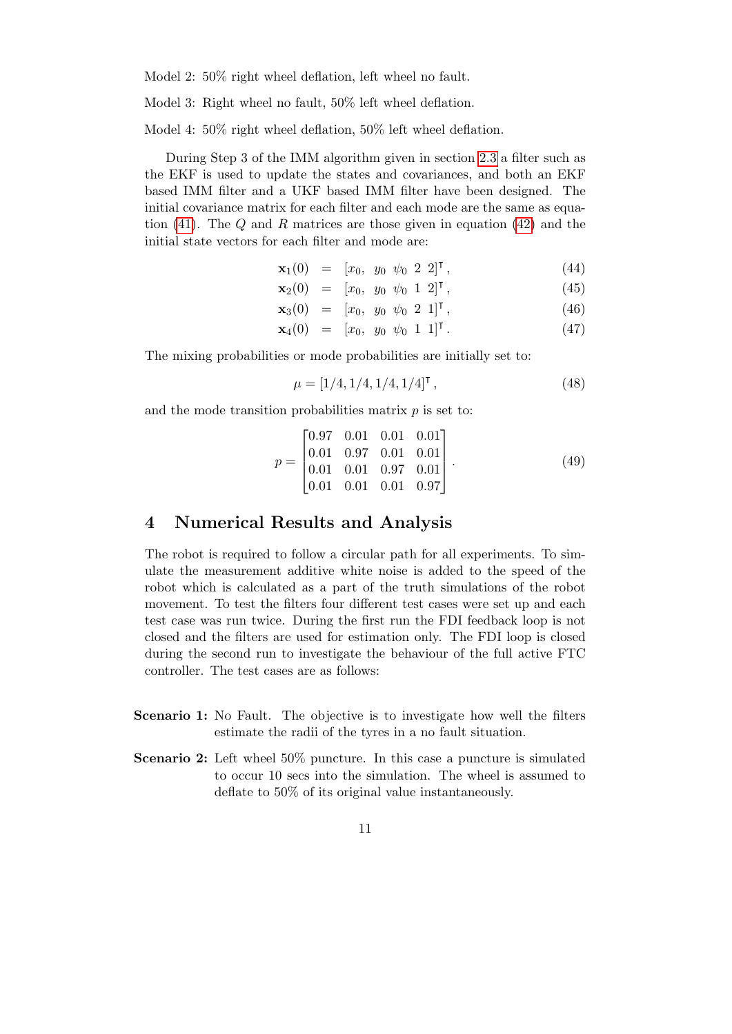Model 2: 50% right wheel deflation, left wheel no fault.

Model 3: Right wheel no fault, 50% left wheel deflation.

Model 4: 50% right wheel deflation, 50% left wheel deflation.

During Step 3 of the IMM algorithm given in section 2.3 a filter such as the EKF is used to update the states and covariances, and both an EKF based IMM filter and a UKF based IMM filter have been designed. The initial covariance matrix for each filter and each mode are the same as equation (41). The $Q$ and $R$ matrices are those given in equation (42) and the initial state vectors for each filter and mode are:

$$
\begin{aligned}
\mathbf{x}_1(0) &= [x_0,\ y_0\ \psi_0\ 2\ 2]^\intercal, &(44)\\
\mathbf{x}_2(0) &= [x_0,\ y_0\ \psi_0\ 1\ 2]^\intercal, &(45)\\
\mathbf{x}_3(0) &= [x_0,\ y_0\ \psi_0\ 2\ 1]^\intercal, &(46)\\
\mathbf{x}_4(0) &= [x_0,\ y_0\ \psi_0\ 1\ 1]^\intercal. &(47)
\end{aligned}
$$

The mixing probabilities or mode probabilities are initially set to:

$$
\mu = [1/4, 1/4, 1/4, 1/4]^\intercal, \tag{48}
$$

and the mode transition probabilities matrix $p$ is set to:

$$
p = \begin{bmatrix} 0.97 & 0.01 & 0.01 & 0.01 \\ 0.01 & 0.97 & 0.01 & 0.01 \\ 0.01 & 0.01 & 0.97 & 0.01 \\ 0.01 & 0.01 & 0.01 & 0.97 \end{bmatrix}. \tag{49}
$$

# 4 Numerical Results and Analysis

The robot is required to follow a circular path for all experiments. To simulate the measurement additive white noise is added to the speed of the robot which is calculated as a part of the truth simulations of the robot movement. To test the filters four different test cases were set up and each test case was run twice. During the first run the FDI feedback loop is not closed and the filters are used for estimation only. The FDI loop is closed during the second run to investigate the behaviour of the full active FTC controller. The test cases are as follows:

**Scenario 1:** No Fault. The objective is to investigate how well the filters estimate the radii of the tyres in a no fault situation.

**Scenario 2:** Left wheel 50% puncture. In this case a puncture is simulated to occur 10 secs into the simulation. The wheel is assumed to deflate to 50% of its original value instantaneously.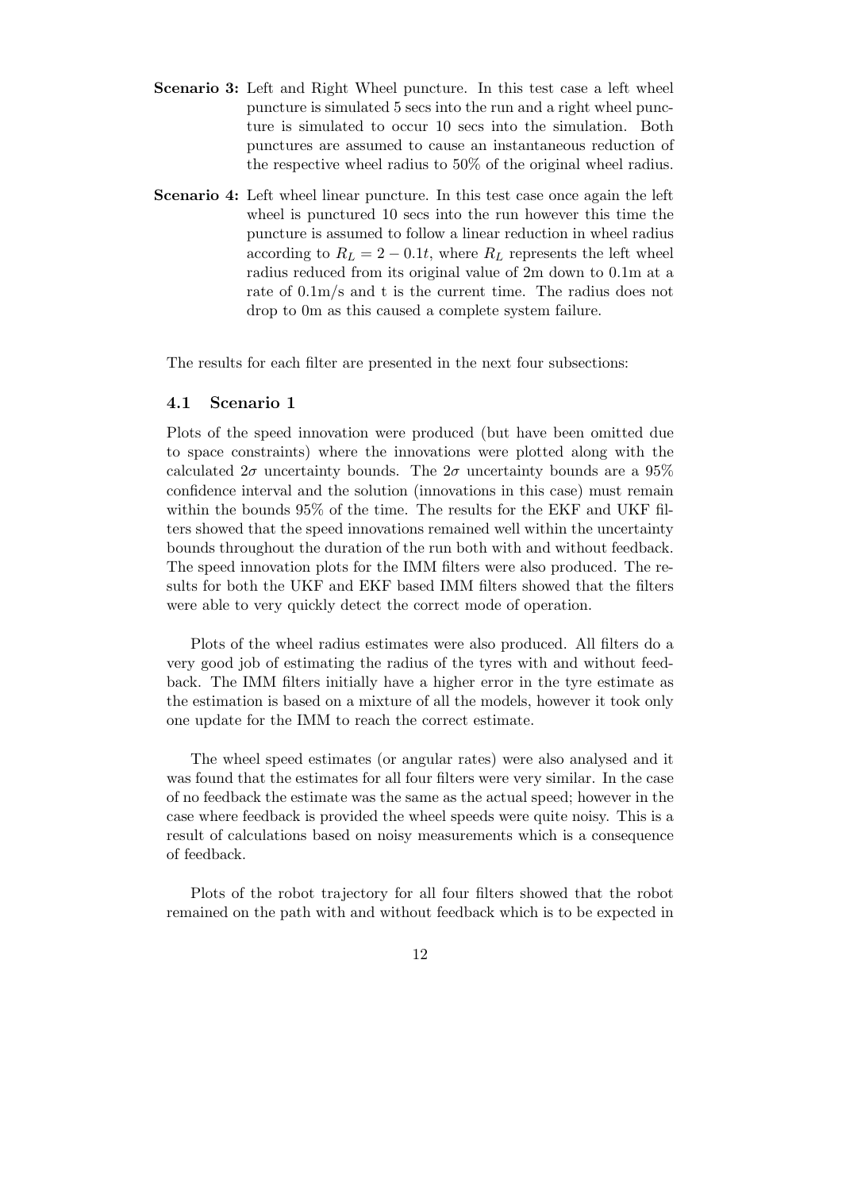**Scenario 3:** Left and Right Wheel puncture. In this test case a left wheel puncture is simulated 5 secs into the run and a right wheel puncture is simulated to occur 10 secs into the simulation. Both punctures are assumed to cause an instantaneous reduction of the respective wheel radius to 50% of the original wheel radius.

**Scenario 4:** Left wheel linear puncture. In this test case once again the left wheel is punctured 10 secs into the run however this time the puncture is assumed to follow a linear reduction in wheel radius according to $R_L = 2 - 0.1t$, where $R_L$ represents the left wheel radius reduced from its original value of 2m down to 0.1m at a rate of 0.1m/s and t is the current time. The radius does not drop to 0m as this caused a complete system failure.

The results for each filter are presented in the next four subsections:

### 4.1 Scenario 1

Plots of the speed innovation were produced (but have been omitted due to space constraints) where the innovations were plotted along with the calculated $2\sigma$ uncertainty bounds. The $2\sigma$ uncertainty bounds are a 95% confidence interval and the solution (innovations in this case) must remain within the bounds 95% of the time. The results for the EKF and UKF filters showed that the speed innovations remained well within the uncertainty bounds throughout the duration of the run both with and without feedback. The speed innovation plots for the IMM filters were also produced. The results for both the UKF and EKF based IMM filters showed that the filters were able to very quickly detect the correct mode of operation.

Plots of the wheel radius estimates were also produced. All filters do a very good job of estimating the radius of the tyres with and without feedback. The IMM filters initially have a higher error in the tyre estimate as the estimation is based on a mixture of all the models, however it took only one update for the IMM to reach the correct estimate.

The wheel speed estimates (or angular rates) were also analysed and it was found that the estimates for all four filters were very similar. In the case of no feedback the estimate was the same as the actual speed; however in the case where feedback is provided the wheel speeds were quite noisy. This is a result of calculations based on noisy measurements which is a consequence of feedback.

Plots of the robot trajectory for all four filters showed that the robot remained on the path with and without feedback which is to be expected in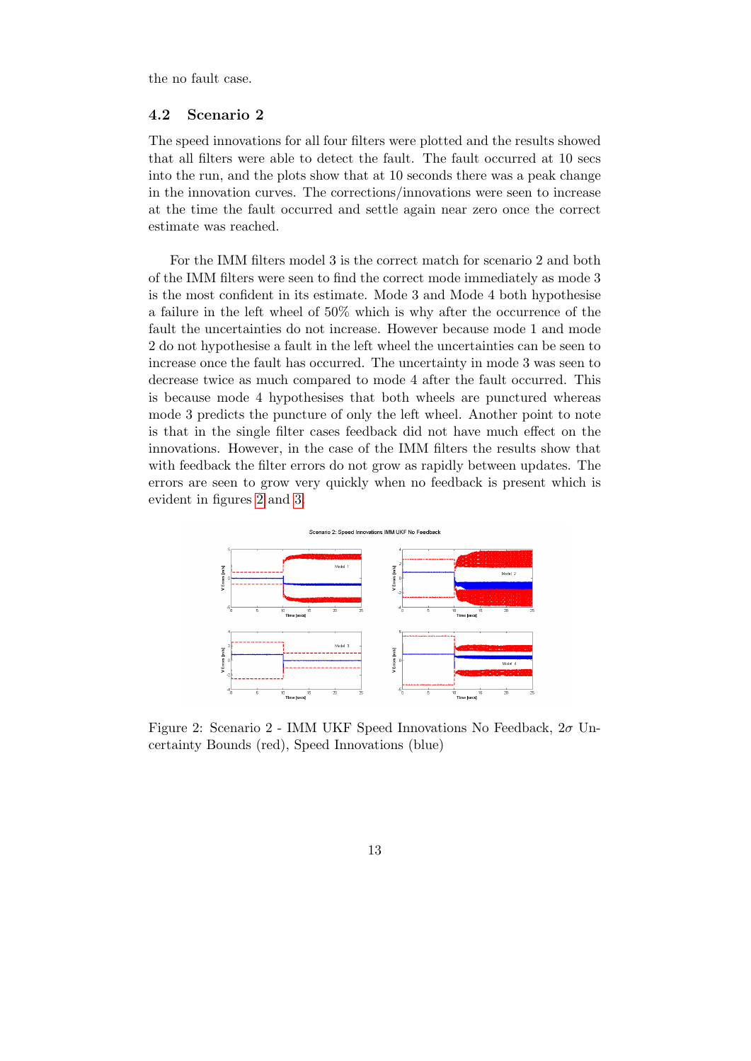the no fault case.

### 4.2 Scenario 2

The speed innovations for all four filters were plotted and the results showed that all filters were able to detect the fault. The fault occurred at 10 secs into the run, and the plots show that at 10 seconds there was a peak change in the innovation curves. The corrections/innovations were seen to increase at the time the fault occurred and settle again near zero once the correct estimate was reached.

For the IMM filters model 3 is the correct match for scenario 2 and both of the IMM filters were seen to find the correct mode immediately as mode 3 is the most confident in its estimate. Mode 3 and Mode 4 both hypothesise a failure in the left wheel of 50% which is why after the occurrence of the fault the uncertainties do not increase. However because mode 1 and mode 2 do not hypothesise a fault in the left wheel the uncertainties can be seen to increase once the fault has occurred. The uncertainty in mode 3 was seen to decrease twice as much compared to mode 4 after the fault occurred. This is because mode 4 hypothesises that both wheels are punctured whereas mode 3 predicts the puncture of only the left wheel. Another point to note is that in the single filter cases feedback did not have much effect on the innovations. However, in the case of the IMM filters the results show that with feedback the filter errors do not grow as rapidly between updates. The errors are seen to grow very quickly when no feedback is present which is evident in figures 2 and 3.

Figure 2: Scenario 2 - IMM UKF Speed Innovations No Feedback, $2\sigma$ Uncertainty Bounds (red), Speed Innovations (blue)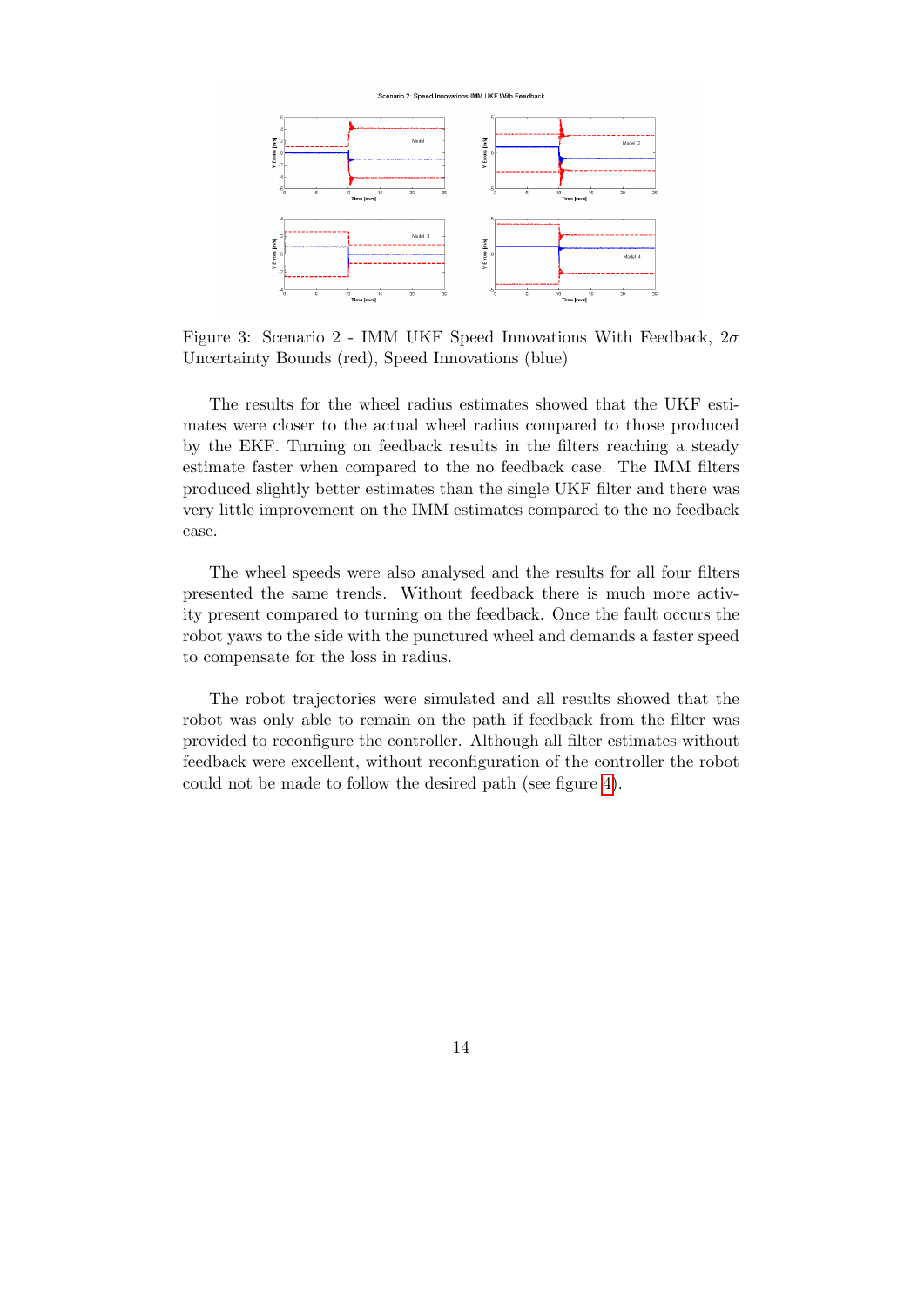Figure 3: Scenario 2 - IMM UKF Speed Innovations With Feedback, $2\sigma$ Uncertainty Bounds (red), Speed Innovations (blue)

The results for the wheel radius estimates showed that the UKF estimates were closer to the actual wheel radius compared to those produced by the EKF. Turning on feedback results in the filters reaching a steady estimate faster when compared to the no feedback case. The IMM filters produced slightly better estimates than the single UKF filter and there was very little improvement on the IMM estimates compared to the no feedback case.

The wheel speeds were also analysed and the results for all four filters presented the same trends. Without feedback there is much more activity present compared to turning on the feedback. Once the fault occurs the robot yaws to the side with the punctured wheel and demands a faster speed to compensate for the loss in radius.

The robot trajectories were simulated and all results showed that the robot was only able to remain on the path if feedback from the filter was provided to reconfigure the controller. Although all filter estimates without feedback were excellent, without reconfiguration of the controller the robot could not be made to follow the desired path (see figure 4).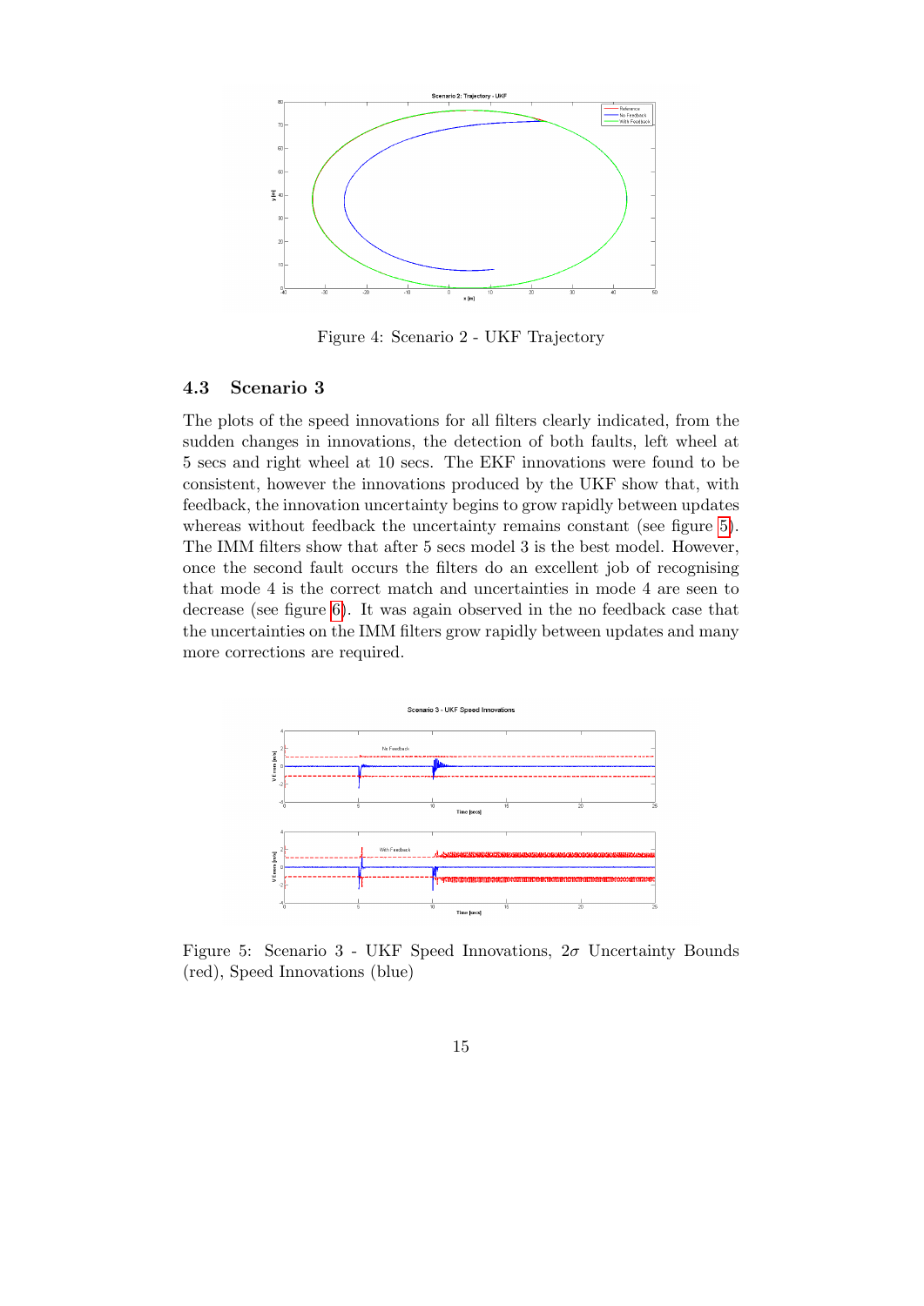Figure 4: Scenario 2 - UKF Trajectory

### 4.3 Scenario 3

The plots of the speed innovations for all filters clearly indicated, from the sudden changes in innovations, the detection of both faults, left wheel at 5 secs and right wheel at 10 secs. The EKF innovations were found to be consistent, however the innovations produced by the UKF show that, with feedback, the innovation uncertainty begins to grow rapidly between updates whereas without feedback the uncertainty remains constant (see figure 5). The IMM filters show that after 5 secs model 3 is the best model. However, once the second fault occurs the filters do an excellent job of recognising that mode 4 is the correct match and uncertainties in mode 4 are seen to decrease (see figure 6). It was again observed in the no feedback case that the uncertainties on the IMM filters grow rapidly between updates and many more corrections are required.

Figure 5: Scenario 3 - UKF Speed Innovations, $2\sigma$ Uncertainty Bounds (red), Speed Innovations (blue)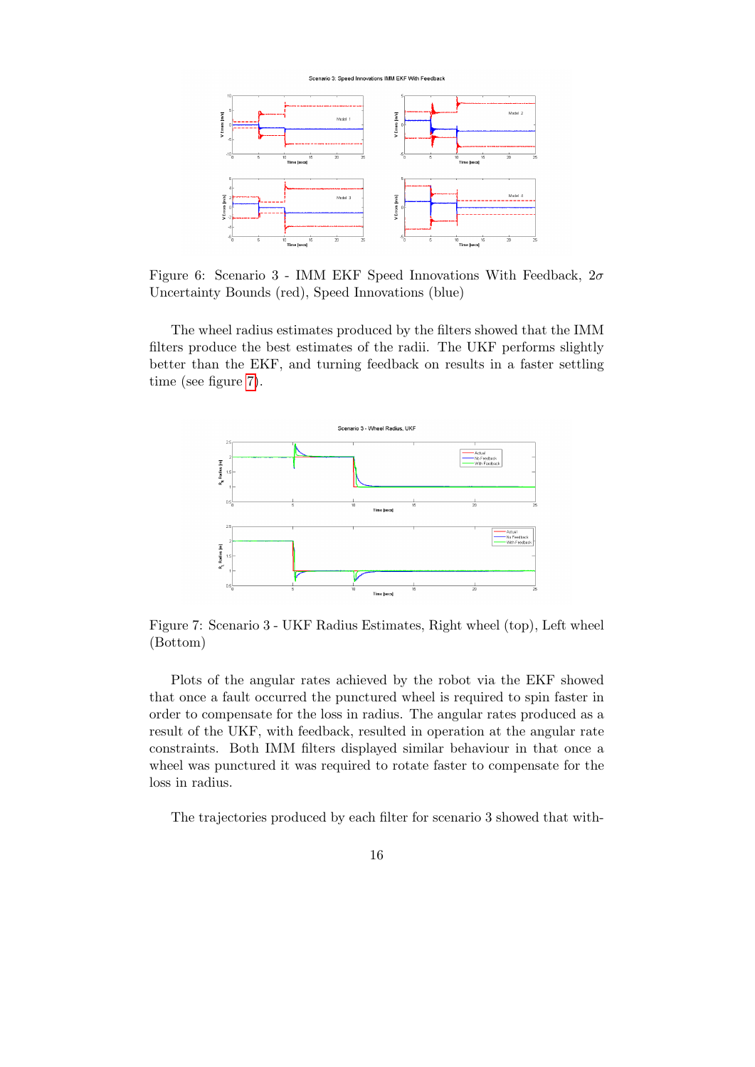Figure 6: Scenario 3 - IMM EKF Speed Innovations With Feedback, $2\sigma$ Uncertainty Bounds (red), Speed Innovations (blue)

The wheel radius estimates produced by the filters showed that the IMM filters produce the best estimates of the radii. The UKF performs slightly better than the EKF, and turning feedback on results in a faster settling time (see figure 7).

Figure 7: Scenario 3 - UKF Radius Estimates, Right wheel (top), Left wheel (Bottom)

Plots of the angular rates achieved by the robot via the EKF showed that once a fault occurred the punctured wheel is required to spin faster in order to compensate for the loss in radius. The angular rates produced as a result of the UKF, with feedback, resulted in operation at the angular rate constraints. Both IMM filters displayed similar behaviour in that once a wheel was punctured it was required to rotate faster to compensate for the loss in radius.

The trajectories produced by each filter for scenario 3 showed that with-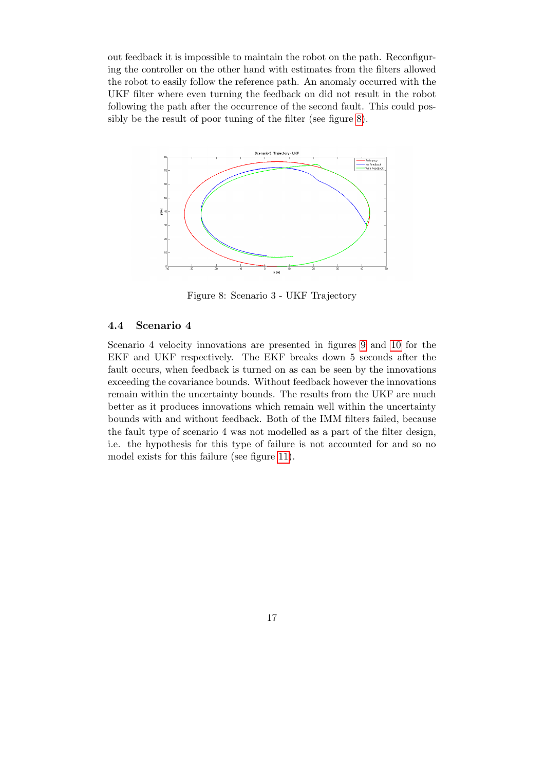out feedback it is impossible to maintain the robot on the path. Reconfiguring the controller on the other hand with estimates from the filters allowed the robot to easily follow the reference path. An anomaly occurred with the UKF filter where even turning the feedback on did not result in the robot following the path after the occurrence of the second fault. This could possibly be the result of poor tuning of the filter (see figure 8).

Figure 8: Scenario 3 - UKF Trajectory

### 4.4 Scenario 4

Scenario 4 velocity innovations are presented in figures 9 and 10 for the EKF and UKF respectively. The EKF breaks down 5 seconds after the fault occurs, when feedback is turned on as can be seen by the innovations exceeding the covariance bounds. Without feedback however the innovations remain within the uncertainty bounds. The results from the UKF are much better as it produces innovations which remain well within the uncertainty bounds with and without feedback. Both of the IMM filters failed, because the fault type of scenario 4 was not modelled as a part of the filter design, i.e. the hypothesis for this type of failure is not accounted for and so no model exists for this failure (see figure 11).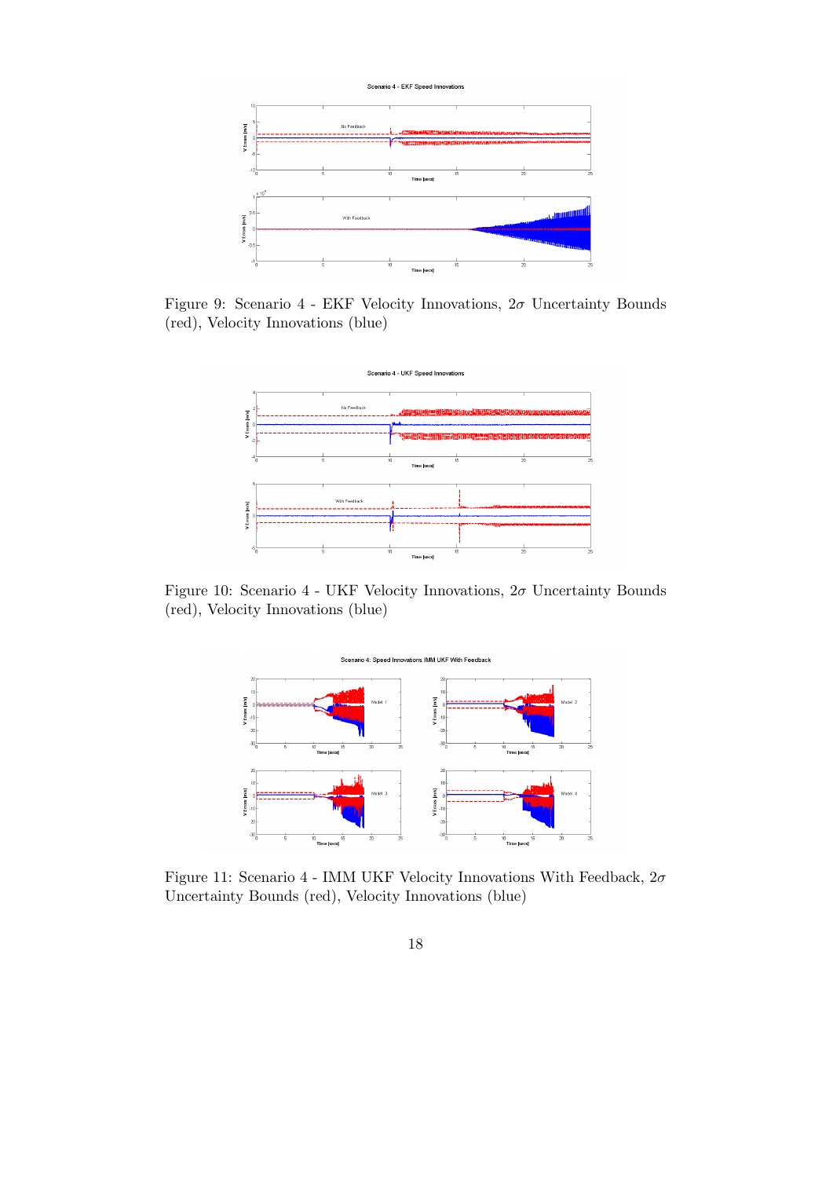Figure 9: Scenario 4 - EKF Velocity Innovations, $2\sigma$ Uncertainty Bounds (red), Velocity Innovations (blue)

Figure 10: Scenario 4 - UKF Velocity Innovations, $2\sigma$ Uncertainty Bounds (red), Velocity Innovations (blue)

Figure 11: Scenario 4 - IMM UKF Velocity Innovations With Feedback, $2\sigma$ Uncertainty Bounds (red), Velocity Innovations (blue)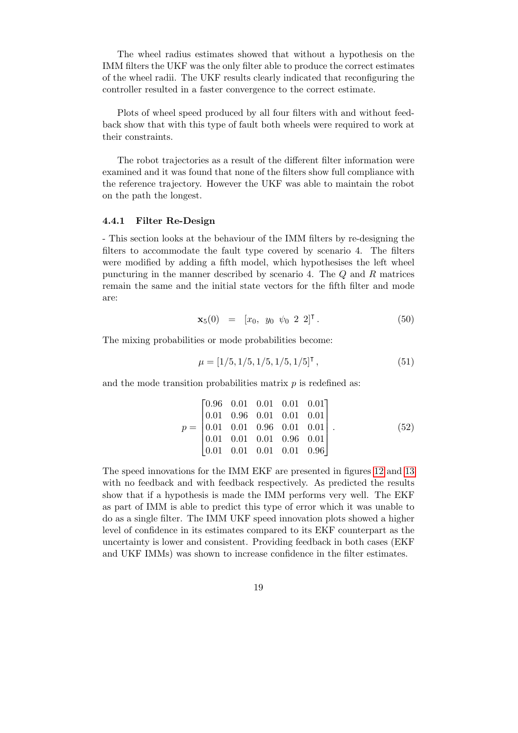The wheel radius estimates showed that without a hypothesis on the IMM filters the UKF was the only filter able to produce the correct estimates of the wheel radii. The UKF results clearly indicated that reconfiguring the controller resulted in a faster convergence to the correct estimate.

Plots of wheel speed produced by all four filters with and without feedback show that with this type of fault both wheels were required to work at their constraints.

The robot trajectories as a result of the different filter information were examined and it was found that none of the filters show full compliance with the reference trajectory. However the UKF was able to maintain the robot on the path the longest.

### 4.4.1 Filter Re-Design

- This section looks at the behaviour of the IMM filters by re-designing the filters to accommodate the fault type covered by scenario 4. The filters were modified by adding a fifth model, which hypothesises the left wheel puncturing in the manner described by scenario 4. The $Q$ and $R$ matrices remain the same and the initial state vectors for the fifth filter and mode are:

$$\mathbf{x}_5(0) \;\; = \;\; [x_0, \;\; y_0 \;\; \psi_0 \;\; 2 \;\; 2]^\intercal \, . \tag{50}$$

The mixing probabilities or mode probabilities become:

$$\mu = [1/5, 1/5, 1/5, 1/5, 1/5]^\intercal \, , \tag{51}$$

and the mode transition probabilities matrix $p$ is redefined as:

$$p = \begin{bmatrix} 0.96 & 0.01 & 0.01 & 0.01 & 0.01 \\ 0.01 & 0.96 & 0.01 & 0.01 & 0.01 \\ 0.01 & 0.01 & 0.96 & 0.01 & 0.01 \\ 0.01 & 0.01 & 0.01 & 0.96 & 0.01 \\ 0.01 & 0.01 & 0.01 & 0.01 & 0.96 \end{bmatrix} . \tag{52}$$

The speed innovations for the IMM EKF are presented in figures 12 and 13 with no feedback and with feedback respectively. As predicted the results show that if a hypothesis is made the IMM performs very well. The EKF as part of IMM is able to predict this type of error which it was unable to do as a single filter. The IMM UKF speed innovation plots showed a higher level of confidence in its estimates compared to its EKF counterpart as the uncertainty is lower and consistent. Providing feedback in both cases (EKF and UKF IMMs) was shown to increase confidence in the filter estimates.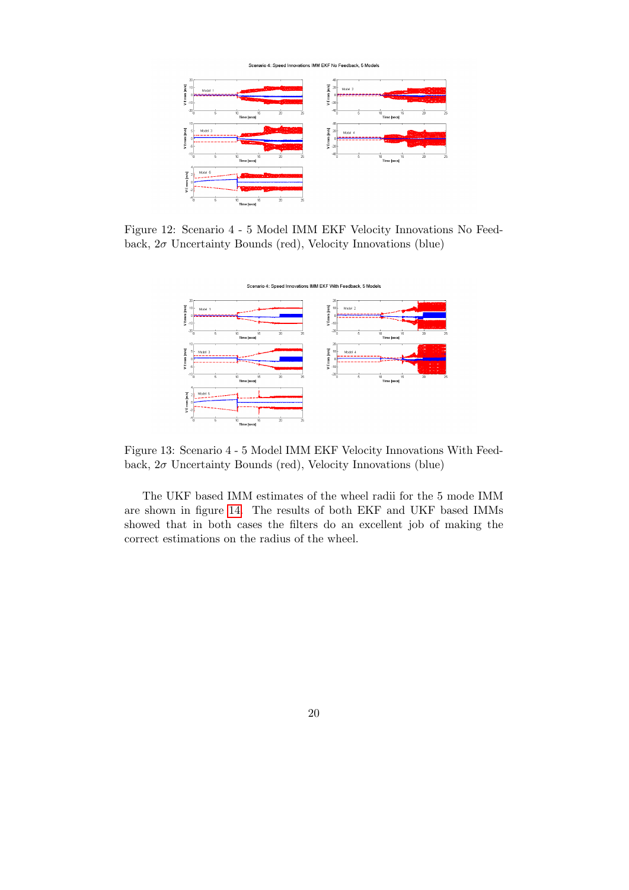Figure 12: Scenario 4 - 5 Model IMM EKF Velocity Innovations No Feedback, $2\sigma$ Uncertainty Bounds (red), Velocity Innovations (blue)

Figure 13: Scenario 4 - 5 Model IMM EKF Velocity Innovations With Feedback, $2\sigma$ Uncertainty Bounds (red), Velocity Innovations (blue)

The UKF based IMM estimates of the wheel radii for the 5 mode IMM are shown in figure 14. The results of both EKF and UKF based IMMs showed that in both cases the filters do an excellent job of making the correct estimations on the radius of the wheel.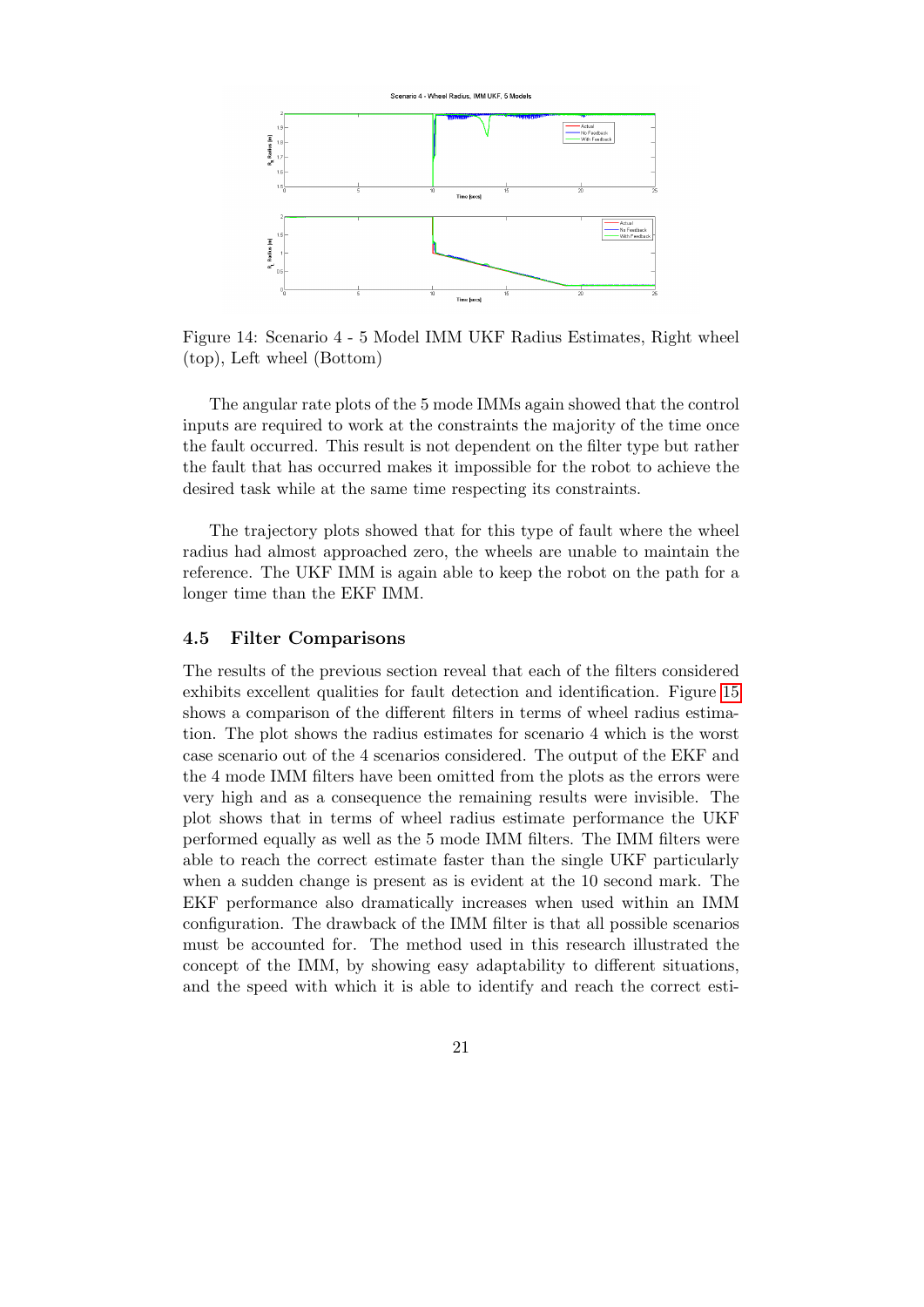Figure 14: Scenario 4 - 5 Model IMM UKF Radius Estimates, Right wheel (top), Left wheel (Bottom)

The angular rate plots of the 5 mode IMMs again showed that the control inputs are required to work at the constraints the majority of the time once the fault occurred. This result is not dependent on the filter type but rather the fault that has occurred makes it impossible for the robot to achieve the desired task while at the same time respecting its constraints.

The trajectory plots showed that for this type of fault where the wheel radius had almost approached zero, the wheels are unable to maintain the reference. The UKF IMM is again able to keep the robot on the path for a longer time than the EKF IMM.

### 4.5 Filter Comparisons

The results of the previous section reveal that each of the filters considered exhibits excellent qualities for fault detection and identification. Figure 15 shows a comparison of the different filters in terms of wheel radius estimation. The plot shows the radius estimates for scenario 4 which is the worst case scenario out of the 4 scenarios considered. The output of the EKF and the 4 mode IMM filters have been omitted from the plots as the errors were very high and as a consequence the remaining results were invisible. The plot shows that in terms of wheel radius estimate performance the UKF performed equally as well as the 5 mode IMM filters. The IMM filters were able to reach the correct estimate faster than the single UKF particularly when a sudden change is present as is evident at the 10 second mark. The EKF performance also dramatically increases when used within an IMM configuration. The drawback of the IMM filter is that all possible scenarios must be accounted for. The method used in this research illustrated the concept of the IMM, by showing easy adaptability to different situations, and the speed with which it is able to identify and reach the correct esti-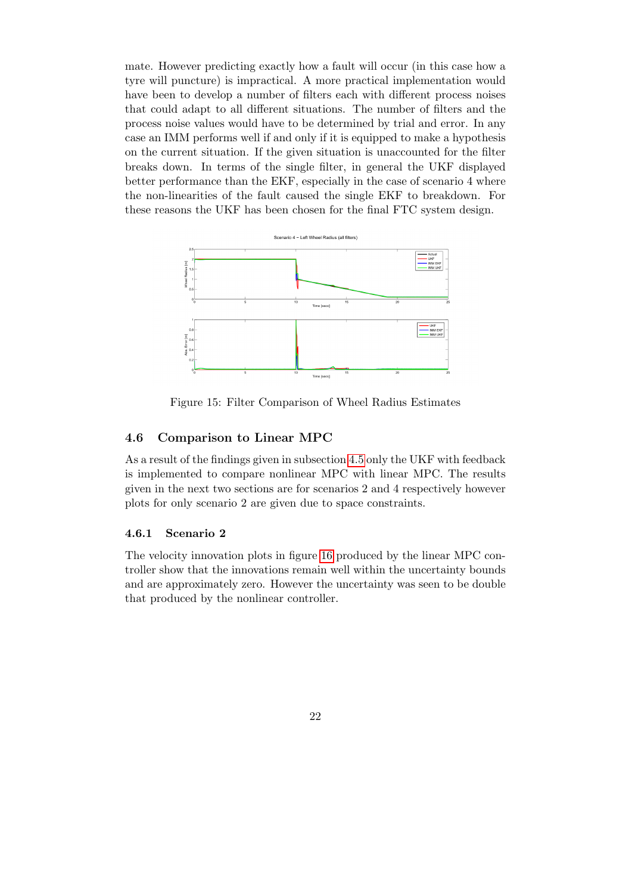mate. However predicting exactly how a fault will occur (in this case how a tyre will puncture) is impractical. A more practical implementation would have been to develop a number of filters each with different process noises that could adapt to all different situations. The number of filters and the process noise values would have to be determined by trial and error. In any case an IMM performs well if and only if it is equipped to make a hypothesis on the current situation. If the given situation is unaccounted for the filter breaks down. In terms of the single filter, in general the UKF displayed better performance than the EKF, especially in the case of scenario 4 where the non-linearities of the fault caused the single EKF to breakdown. For these reasons the UKF has been chosen for the final FTC system design.

Figure 15: Filter Comparison of Wheel Radius Estimates

### 4.6 Comparison to Linear MPC

As a result of the findings given in subsection 4.5 only the UKF with feedback is implemented to compare nonlinear MPC with linear MPC. The results given in the next two sections are for scenarios 2 and 4 respectively however plots for only scenario 2 are given due to space constraints.

#### 4.6.1 Scenario 2

The velocity innovation plots in figure 16 produced by the linear MPC controller show that the innovations remain well within the uncertainty bounds and are approximately zero. However the uncertainty was seen to be double that produced by the nonlinear controller.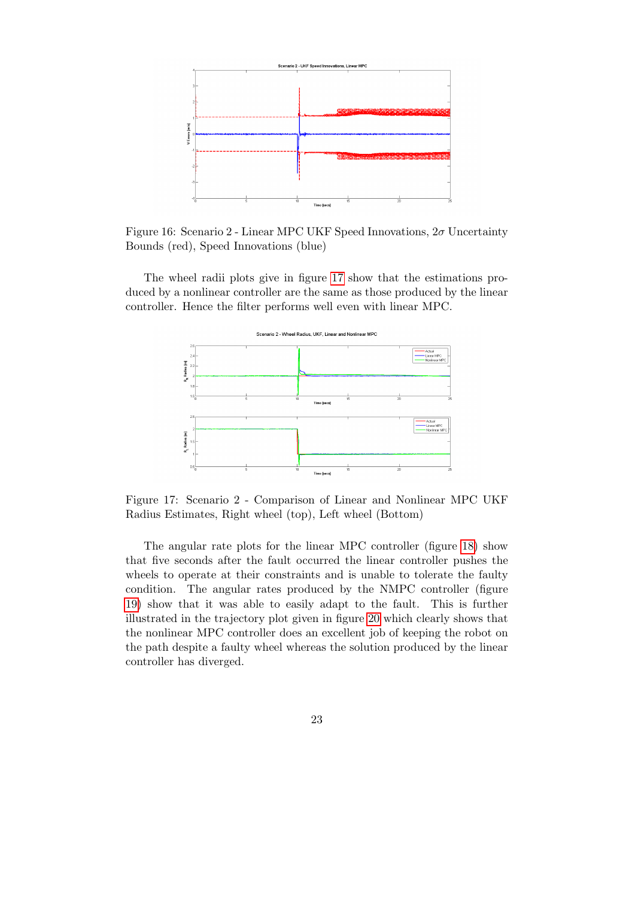Figure 16: Scenario 2 - Linear MPC UKF Speed Innovations, $2\sigma$ Uncertainty Bounds (red), Speed Innovations (blue)

The wheel radii plots give in figure 17 show that the estimations produced by a nonlinear controller are the same as those produced by the linear controller. Hence the filter performs well even with linear MPC.

Figure 17: Scenario 2 - Comparison of Linear and Nonlinear MPC UKF Radius Estimates, Right wheel (top), Left wheel (Bottom)

The angular rate plots for the linear MPC controller (figure 18) show that five seconds after the fault occurred the linear controller pushes the wheels to operate at their constraints and is unable to tolerate the faulty condition. The angular rates produced by the NMPC controller (figure 19) show that it was able to easily adapt to the fault. This is further illustrated in the trajectory plot given in figure 20 which clearly shows that the nonlinear MPC controller does an excellent job of keeping the robot on the path despite a faulty wheel whereas the solution produced by the linear controller has diverged.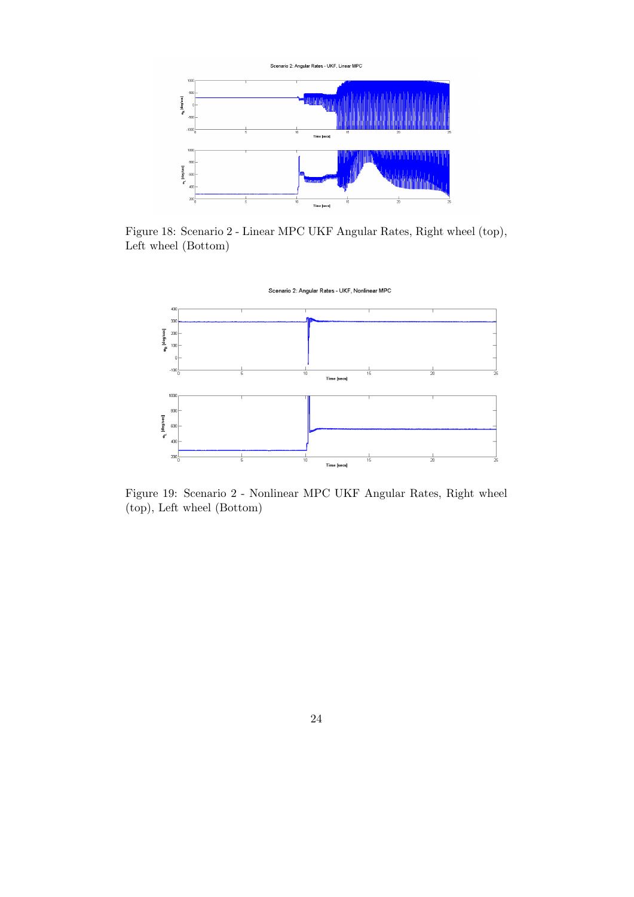Figure 18: Scenario 2 - Linear MPC UKF Angular Rates, Right wheel (top), Left wheel (Bottom)

Figure 19: Scenario 2 - Nonlinear MPC UKF Angular Rates, Right wheel (top), Left wheel (Bottom)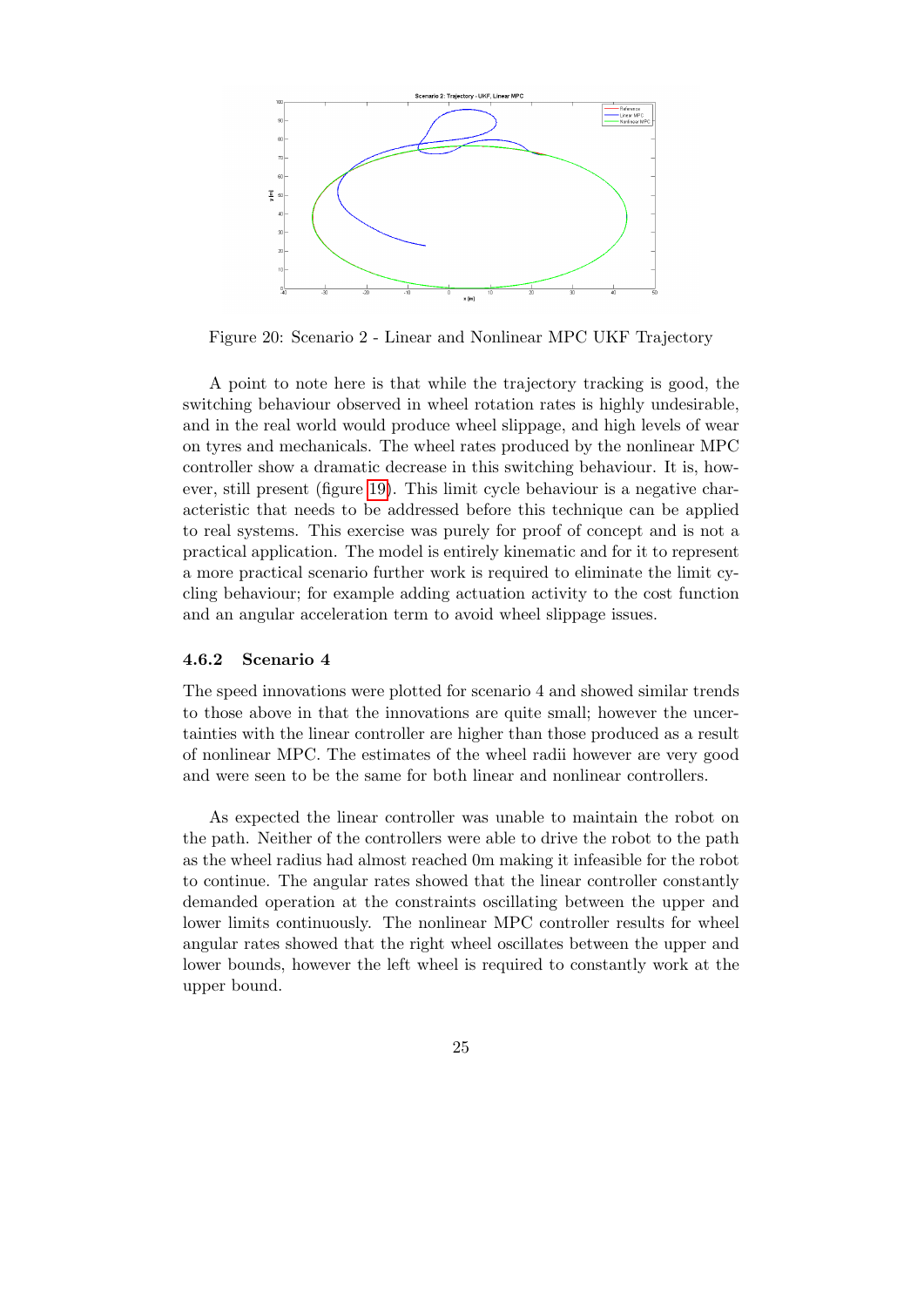Figure 20: Scenario 2 - Linear and Nonlinear MPC UKF Trajectory

A point to note here is that while the trajectory tracking is good, the switching behaviour observed in wheel rotation rates is highly undesirable, and in the real world would produce wheel slippage, and high levels of wear on tyres and mechanicals. The wheel rates produced by the nonlinear MPC controller show a dramatic decrease in this switching behaviour. It is, however, still present (figure 19). This limit cycle behaviour is a negative characteristic that needs to be addressed before this technique can be applied to real systems. This exercise was purely for proof of concept and is not a practical application. The model is entirely kinematic and for it to represent a more practical scenario further work is required to eliminate the limit cycling behaviour; for example adding actuation activity to the cost function and an angular acceleration term to avoid wheel slippage issues.

### 4.6.2 Scenario 4

The speed innovations were plotted for scenario 4 and showed similar trends to those above in that the innovations are quite small; however the uncertainties with the linear controller are higher than those produced as a result of nonlinear MPC. The estimates of the wheel radii however are very good and were seen to be the same for both linear and nonlinear controllers.

As expected the linear controller was unable to maintain the robot on the path. Neither of the controllers were able to drive the robot to the path as the wheel radius had almost reached 0m making it infeasible for the robot to continue. The angular rates showed that the linear controller constantly demanded operation at the constraints oscillating between the upper and lower limits continuously. The nonlinear MPC controller results for wheel angular rates showed that the right wheel oscillates between the upper and lower bounds, however the left wheel is required to constantly work at the upper bound.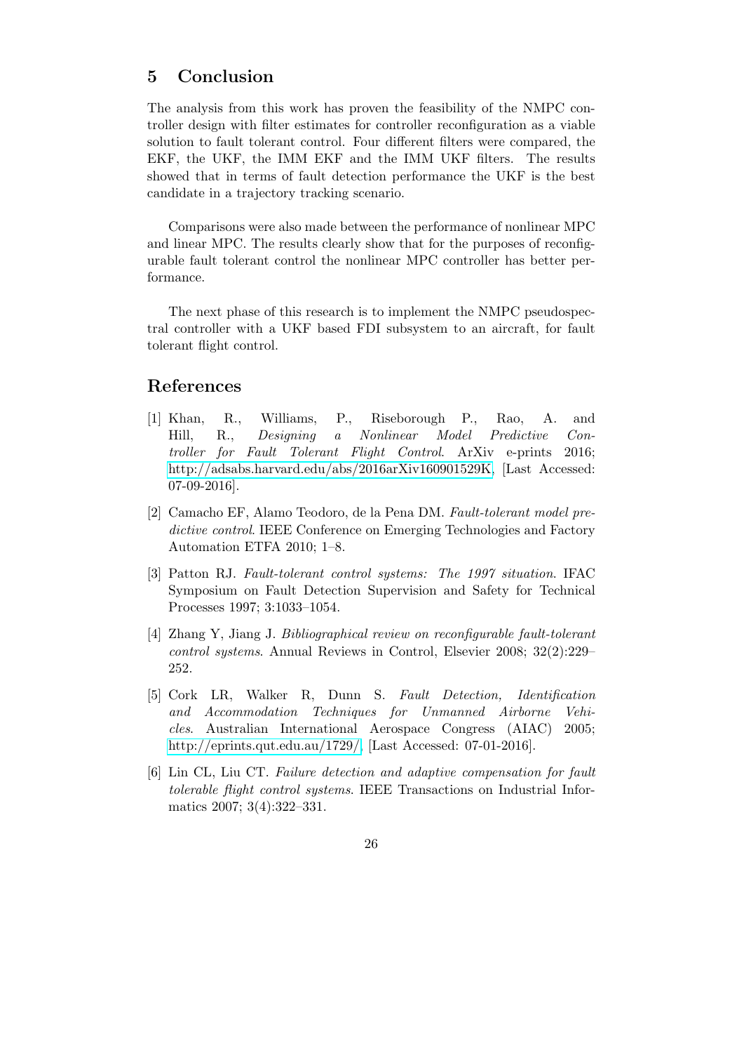## 5 Conclusion

The analysis from this work has proven the feasibility of the NMPC controller design with filter estimates for controller reconfiguration as a viable solution to fault tolerant control. Four different filters were compared, the EKF, the UKF, the IMM EKF and the IMM UKF filters. The results showed that in terms of fault detection performance the UKF is the best candidate in a trajectory tracking scenario.

Comparisons were also made between the performance of nonlinear MPC and linear MPC. The results clearly show that for the purposes of reconfigurable fault tolerant control the nonlinear MPC controller has better performance.

The next phase of this research is to implement the NMPC pseudospectral controller with a UKF based FDI subsystem to an aircraft, for fault tolerant flight control.

## References

[1] Khan, R., Williams, P., Riseborough P., Rao, A. and Hill, R., *Designing a Nonlinear Model Predictive Controller for Fault Tolerant Flight Control*. ArXiv e-prints 2016; http://adsabs.harvard.edu/abs/2016arXiv160901529K, [Last Accessed: 07-09-2016].

[2] Camacho EF, Alamo Teodoro, de la Pena DM. *Fault-tolerant model predictive control*. IEEE Conference on Emerging Technologies and Factory Automation ETFA 2010; 1–8.

[3] Patton RJ. *Fault-tolerant control systems: The 1997 situation*. IFAC Symposium on Fault Detection Supervision and Safety for Technical Processes 1997; 3:1033–1054.

[4] Zhang Y, Jiang J. *Bibliographical review on reconfigurable fault-tolerant control systems*. Annual Reviews in Control, Elsevier 2008; 32(2):229–252.

[5] Cork LR, Walker R, Dunn S. *Fault Detection, Identification and Accommodation Techniques for Unmanned Airborne Vehicles*. Australian International Aerospace Congress (AIAC) 2005; http://eprints.qut.edu.au/1729/, [Last Accessed: 07-01-2016].

[6] Lin CL, Liu CT. *Failure detection and adaptive compensation for fault tolerable flight control systems*. IEEE Transactions on Industrial Informatics 2007; 3(4):322–331.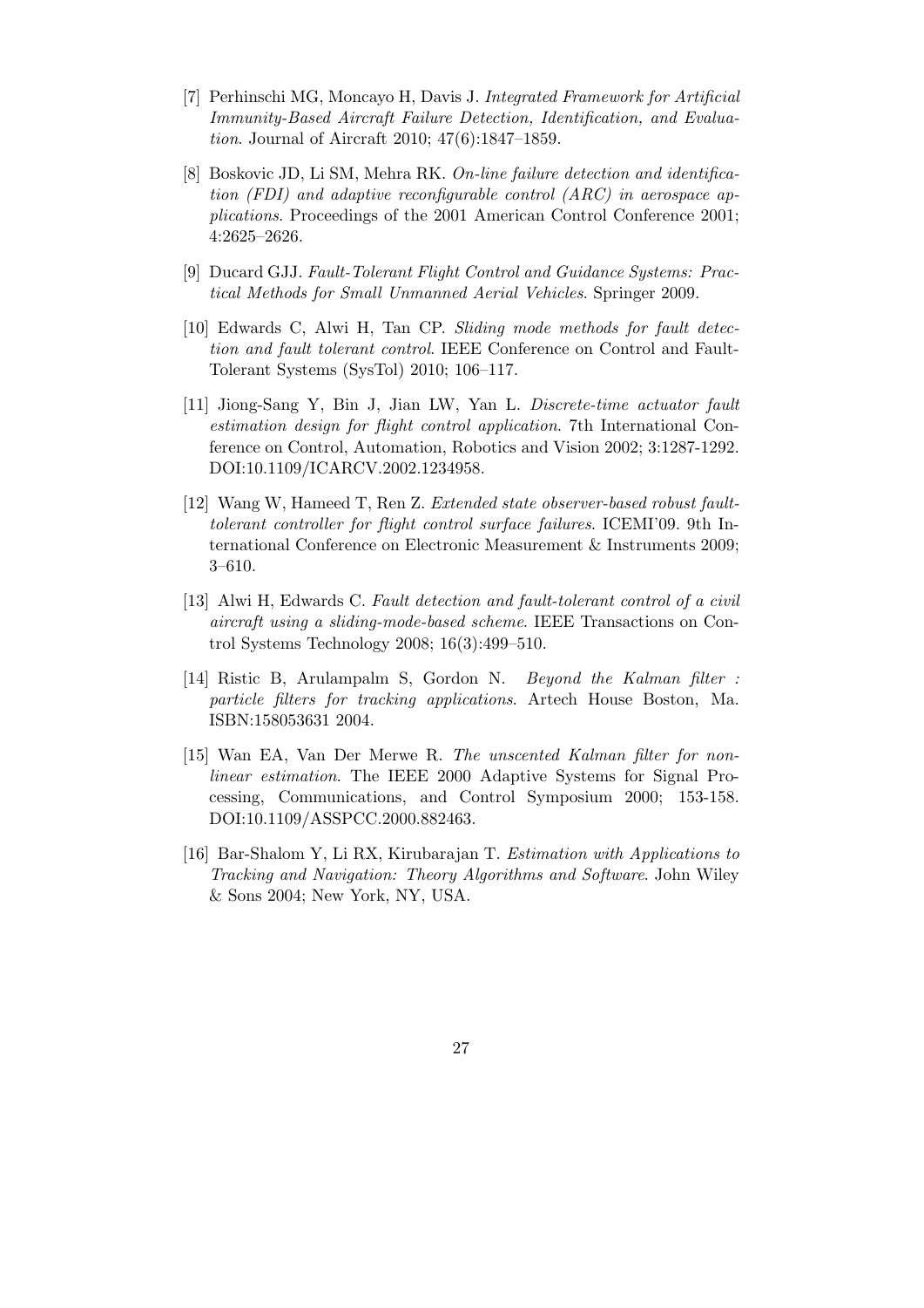[7] Perhinschi MG, Moncayo H, Davis J. *Integrated Framework for Artificial Immunity-Based Aircraft Failure Detection, Identification, and Evaluation*. Journal of Aircraft 2010; 47(6):1847–1859.

[8] Boskovic JD, Li SM, Mehra RK. *On-line failure detection and identification (FDI) and adaptive reconfigurable control (ARC) in aerospace applications*. Proceedings of the 2001 American Control Conference 2001; 4:2625–2626.

[9] Ducard GJJ. *Fault-Tolerant Flight Control and Guidance Systems: Practical Methods for Small Unmanned Aerial Vehicles*. Springer 2009.

[10] Edwards C, Alwi H, Tan CP. *Sliding mode methods for fault detection and fault tolerant control*. IEEE Conference on Control and Fault-Tolerant Systems (SysTol) 2010; 106–117.

[11] Jiong-Sang Y, Bin J, Jian LW, Yan L. *Discrete-time actuator fault estimation design for flight control application*. 7th International Conference on Control, Automation, Robotics and Vision 2002; 3:1287-1292. DOI:10.1109/ICARCV.2002.1234958.

[12] Wang W, Hameed T, Ren Z. *Extended state observer-based robust fault-tolerant controller for flight control surface failures*. ICEMI'09. 9th International Conference on Electronic Measurement & Instruments 2009; 3–610.

[13] Alwi H, Edwards C. *Fault detection and fault-tolerant control of a civil aircraft using a sliding-mode-based scheme*. IEEE Transactions on Control Systems Technology 2008; 16(3):499–510.

[14] Ristic B, Arulampalm S, Gordon N. *Beyond the Kalman filter : particle filters for tracking applications*. Artech House Boston, Ma. ISBN:158053631 2004.

[15] Wan EA, Van Der Merwe R. *The unscented Kalman filter for nonlinear estimation*. The IEEE 2000 Adaptive Systems for Signal Processing, Communications, and Control Symposium 2000; 153-158. DOI:10.1109/ASSPCC.2000.882463.

[16] Bar-Shalom Y, Li RX, Kirubarajan T. *Estimation with Applications to Tracking and Navigation: Theory Algorithms and Software*. John Wiley & Sons 2004; New York, NY, USA.